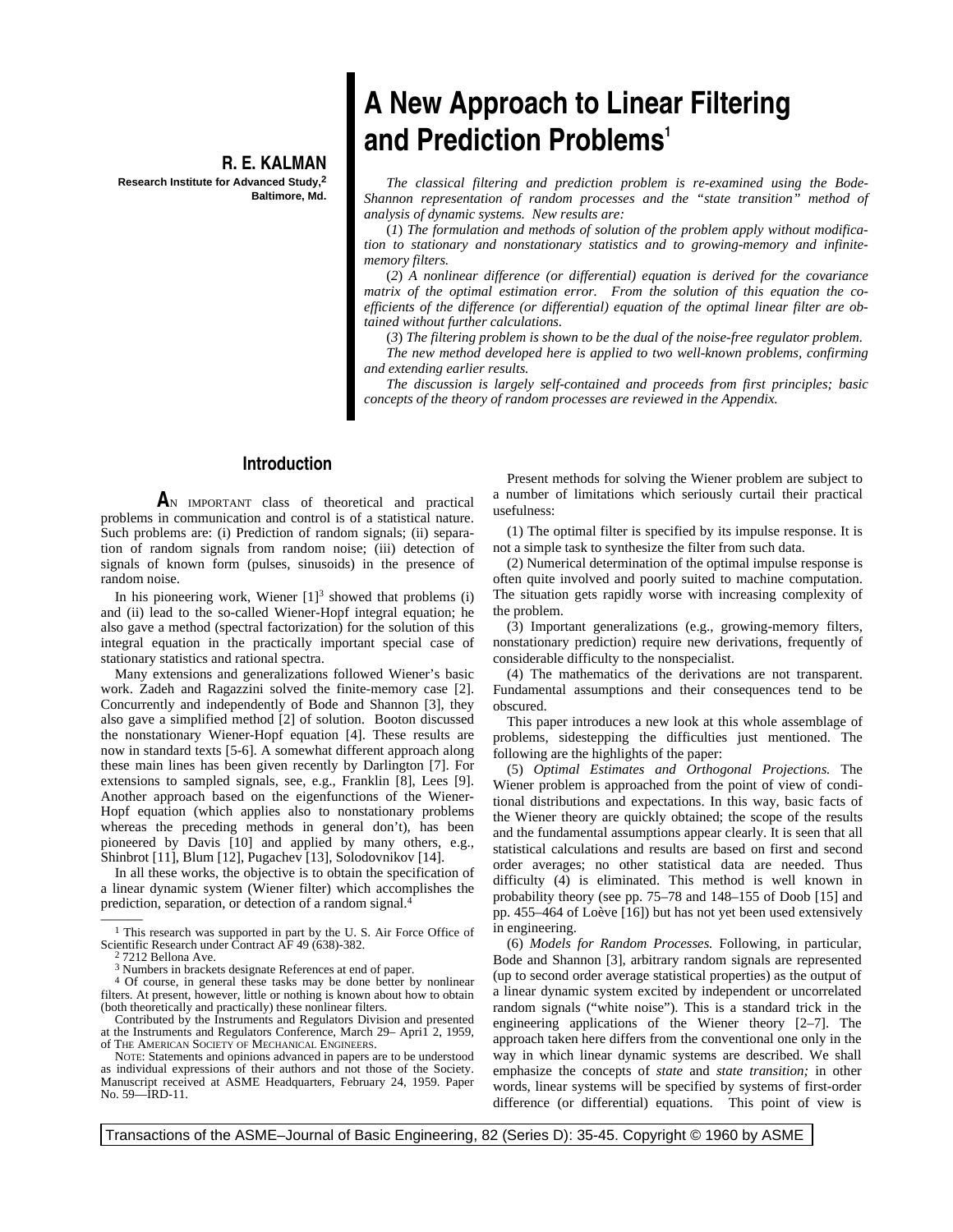# A New Approach to Linear Filtering and Prediction Problems[1]

**R. E. KALMAN**

**Research Institute for Advanced Study,[2]**
**Baltimore, Md.**

*The classical filtering and prediction problem is re-examined using the Bode-Shannon representation of random processes and the "state transition" method of analysis of dynamic systems. New results are:*

*(1) The formulation and methods of solution of the problem apply without modification to stationary and nonstationary statistics and to growing-memory and infinite-memory filters.*

*(2) A nonlinear difference (or differential) equation is derived for the covariance matrix of the optimal estimation error. From the solution of this equation the coefficients of the difference (or differential) equation of the optimal linear filter are obtained without further calculations.*

*(3) The filtering problem is shown to be the dual of the noise-free regulator problem.*

*The new method developed here is applied to two well-known problems, confirming and extending earlier results.*

*The discussion is largely self-contained and proceeds from first principles; basic concepts of the theory of random processes are reviewed in the Appendix.*

## Introduction

AN IMPORTANT class of theoretical and practical problems in communication and control is of a statistical nature. Such problems are: (i) Prediction of random signals; (ii) separation of random signals from random noise; (iii) detection of signals of known form (pulses, sinusoids) in the presence of random noise.

In his pioneering work, Wiener [1][3] showed that problems (i) and (ii) lead to the so-called Wiener-Hopf integral equation; he also gave a method (spectral factorization) for the solution of this integral equation in the practically important special case of stationary statistics and rational spectra.

Many extensions and generalizations followed Wiener's basic work. Zadeh and Ragazzini solved the finite-memory case [2]. Concurrently and independently of Bode and Shannon [3], they also gave a simplified method [2] of solution. Booton discussed the nonstationary Wiener-Hopf equation [4]. These results are now in standard texts [5-6]. A somewhat different approach along these main lines has been given recently by Darlington [7]. For extensions to sampled signals, see, e.g., Franklin [8], Lees [9]. Another approach based on the eigenfunctions of the Wiener-Hopf equation (which applies also to nonstationary problems whereas the preceding methods in general don't), has been pioneered by Davis [10] and applied by many others, e.g., Shinbrot [11], Blum [12], Pugachev [13], Solodovnikov [14].

In all these works, the objective is to obtain the specification of a linear dynamic system (Wiener filter) which accomplishes the prediction, separation, or detection of a random signal.[4]

Present methods for solving the Wiener problem are subject to a number of limitations which seriously curtail their practical usefulness:

(1) The optimal filter is specified by its impulse response. It is not a simple task to synthesize the filter from such data.

(2) Numerical determination of the optimal impulse response is often quite involved and poorly suited to machine computation. The situation gets rapidly worse with increasing complexity of the problem.

(3) Important generalizations (e.g., growing-memory filters, nonstationary prediction) require new derivations, frequently of considerable difficulty to the nonspecialist.

(4) The mathematics of the derivations are not transparent. Fundamental assumptions and their consequences tend to be obscured.

This paper introduces a new look at this whole assemblage of problems, sidestepping the difficulties just mentioned. The following are the highlights of the paper:

(5) *Optimal Estimates and Orthogonal Projections.* The Wiener problem is approached from the point of view of conditional distributions and expectations. In this way, basic facts of the Wiener theory are quickly obtained; the scope of the results and the fundamental assumptions appear clearly. It is seen that all statistical calculations and results are based on first and second order averages; no other statistical data are needed. Thus difficulty (4) is eliminated. This method is well known in probability theory (see pp. 75–78 and 148–155 of Doob [15] and pp. 455–464 of Loève [16]) but has not yet been used extensively in engineering.

(6) *Models for Random Processes.* Following, in particular, Bode and Shannon [3], arbitrary random signals are represented (up to second order average statistical properties) as the output of a linear dynamic system excited by independent or uncorrelated random signals ("white noise"). This is a standard trick in the engineering applications of the Wiener theory [2–7]. The approach taken here differs from the conventional one only in the way in which linear dynamic systems are described. We shall emphasize the concepts of *state* and *state transition;* in other words, linear systems will be specified by systems of first-order difference (or differential) equations. This point of view is

---

[1] This research was supported in part by the U. S. Air Force Office of Scientific Research under Contract AF 49 (638)-382.

[2] 7212 Bellona Ave.

[3] Numbers in brackets designate References at end of paper.

[4] Of course, in general these tasks may be done better by nonlinear filters. At present, however, little or nothing is known about how to obtain (both theoretically and practically) these nonlinear filters.

Contributed by the Instruments and Regulators Division and presented at the Instruments and Regulators Conference, March 29– Apri1 2, 1959, of THE AMERICAN SOCIETY OF MECHANICAL ENGINEERS.

NOTE: Statements and opinions advanced in papers are to be understood as individual expressions of their authors and not those of the Society. Manuscript received at ASME Headquarters, February 24, 1959. Paper No. 59—IRD-11.

Transactions of the ASME–Journal of Basic Engineering, 82 (Series D): 35-45. Copyright © 1960 by ASME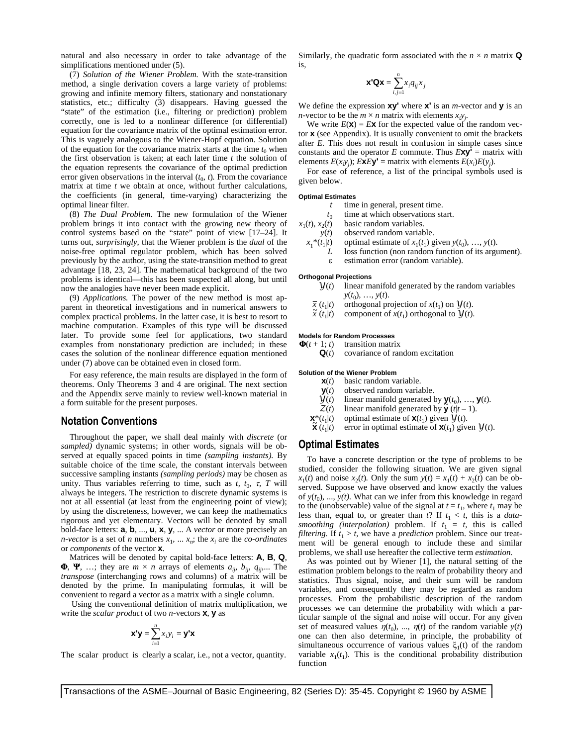natural and also necessary in order to take advantage of the simplifications mentioned under (5).

(7) *Solution of the Wiener Problem.* With the state-transition method, a single derivation covers a large variety of problems: growing and infinite memory filters, stationary and nonstationary statistics, etc.; difficulty (3) disappears. Having guessed the "state" of the estimation (i.e., filtering or prediction) problem correctly, one is led to a nonlinear difference (or differential) equation for the covariance matrix of the optimal estimation error. This is vaguely analogous to the Wiener-Hopf equation. Solution of the equation for the covariance matrix starts at the time $t_0$ when the first observation is taken; at each later time $t$ the solution of the equation represents the covariance of the optimal prediction error given observations in the interval $(t_0, t)$. From the covariance matrix at time $t$ we obtain at once, without further calculations, the coefficients (in general, time-varying) characterizing the optimal linear filter.

(8) *The Dual Problem.* The new formulation of the Wiener problem brings it into contact with the growing new theory of control systems based on the "state" point of view [17–24]. It turns out, *surprisingly*, that the Wiener problem is the *dual* of the noise-free optimal regulator problem, which has been solved previously by the author, using the state-transition method to great advantage [18, 23, 24]. The mathematical background of the two problems is identical—this has been suspected all along, but until now the analogies have never been made explicit.

(9) *Applications.* The power of the new method is most apparent in theoretical investigations and in numerical answers to complex practical problems. In the latter case, it is best to resort to machine computation. Examples of this type will be discussed later. To provide some feel for applications, two standard examples from nonstationary prediction are included; in these cases the solution of the nonlinear difference equation mentioned under (7) above can be obtained even in closed form.

For easy reference, the main results are displayed in the form of theorems. Only Theorems 3 and 4 are original. The next section and the Appendix serve mainly to review well-known material in a form suitable for the present purposes.

## Notation Conventions

Throughout the paper, we shall deal mainly with *discrete* (or *sampled)* dynamic systems; in other words, signals will be observed at equally spaced points in time *(sampling instants).* By suitable choice of the time scale, the constant intervals between successive sampling instants *(sampling periods)* may be chosen as unity. Thus variables referring to time, such as $t$, $t_0$, $\tau$, $T$ will always be integers. The restriction to discrete dynamic systems is not at all essential (at least from the engineering point of view); by using the discreteness, however, we can keep the mathematics rigorous and yet elementary. Vectors will be denoted by small bold-face letters: $\mathbf{a}$, $\mathbf{b}$, ..., $\mathbf{u}$, $\mathbf{x}$, $\mathbf{y}$, ... A *vector* or more precisely an *n-vector* is a set of $n$ numbers $x_1$, ... $x_n$; the $x_i$ are the *co-ordinates* or *components* of the vector $\mathbf{x}$.

Matrices will be denoted by capital bold-face letters: $\mathbf{A}$, $\mathbf{B}$, $\mathbf{Q}$, $\mathbf{\Phi}$, $\mathbf{\Psi}$, …; they are $m \times n$ arrays of elements $a_{ij}$, $b_{ij}$, $q_{ij}$,... The *transpose* (interchanging rows and columns) of a matrix will be denoted by the prime. In manipulating formulas, it will be convenient to regard a vector as a matrix with a single column.

Using the conventional definition of matrix multiplication, we write the *scalar product* of two *n*-vectors $\mathbf{x}$, $\mathbf{y}$ as

$$\mathbf{x'y} = \sum_{i=1}^{n} x_i y_i = \mathbf{y'x}$$

The scalar product is clearly a scalar, i.e., not a vector, quantity. Similarly, the quadratic form associated with the $n \times n$ matrix $\mathbf{Q}$ is,

$$\mathbf{x'Qx} = \sum_{i,j=1}^{n} x_i q_{ij} x_j$$

We define the expression $\mathbf{xy'}$ where $\mathbf{x'}$ is an $m$-vector and $\mathbf{y}$ is an $n$-vector to be the $m \times n$ matrix with elements $x_i y_j$.

We write $E(\mathbf{x}) = E\mathbf{x}$ for the expected value of the random vector $\mathbf{x}$ (see Appendix). It is usually convenient to omit the brackets after $E$. This does not result in confusion in simple cases since constants and the operator $E$ commute. Thus $E\mathbf{xy'}$ = matrix with elements $E(x_i y_j)$; $E\mathbf{x}E\mathbf{y'}$ = matrix with elements $E(x_i)E(y_j)$.

For ease of reference, a list of the principal symbols used is given below.

**Optimal Estimates**

| | |
|---|---|
| $t$ | time in general, present time. |
| $t_0$ | time at which observations start. |
| $x_1(t)$, $x_2(t)$ | basic random variables. |
| $y(t)$ | observed random variable. |
| $x_1^*(t_1\|t)$ | optimal estimate of $x_1(t_1)$ given $y(t_0)$, …, $y(t)$. |
| $L$ | loss function (non random function of its argument). |
| $\varepsilon$ | estimation error (random variable). |

**Orthogonal Projections**

| | |
|---|---|
| $\mathcal{Y}(t)$ | linear manifold generated by the random variables $y(t_0)$, …, $y(t)$. |
| $\bar{x}(t_1\|t)$ | orthogonal projection of $x(t_1)$ on $\mathcal{Y}(t)$. |
| $\tilde{x}(t_1\|t)$ | component of $x(t_1)$ orthogonal to $\mathcal{Y}(t)$. |

**Models for Random Processes**

| | |
|---|---|
| $\mathbf{\Phi}(t+1; t)$ | transition matrix |
| $\mathbf{Q}(t)$ | covariance of random excitation |

**Solution of the Wiener Problem**

| | |
|---|---|
| $\mathbf{x}(t)$ | basic random variable. |
| $\mathbf{y}(t)$ | observed random variable. |
| $\mathcal{Y}(t)$ | linear manifold generated by $\mathbf{y}(t_0)$, …, $\mathbf{y}(t)$. |
| $\mathcal{Z}(t)$ | linear manifold generated by $\tilde{\mathbf{y}}(t\|t-1)$. |
| $\mathbf{x}^*(t_1\|t)$ | optimal estimate of $\mathbf{x}(t_1)$ given $\mathcal{Y}(t)$. |
| $\tilde{\mathbf{x}}(t_1\|t)$ | error in optimal estimate of $\mathbf{x}(t_1)$ given $\mathcal{Y}(t)$. |

## Optimal Estimates

To have a concrete description or the type of problems to be studied, consider the following situation. We are given signal $x_1(t)$ and noise $x_2(t)$. Only the sum $y(t) = x_1(t) + x_2(t)$ can be observed. Suppose we have observed and know exactly the values of $y(t_0)$, ..., $y(t)$. What can we infer from this knowledge in regard to the (unobservable) value of the signal at $t = t_1$, where $t_1$ may be less than, equal to, or greater than $t$? If $t_1 < t$, this is a *data-smoothing (interpolation)* problem. If $t_1 = t$, this is called *filtering*. If $t_1 > t$, we have a *prediction* problem. Since our treatment will be general enough to include these and similar problems, we shall use hereafter the collective term *estimation.*

As was pointed out by Wiener [1], the natural setting of the estimation problem belongs to the realm of probability theory and statistics. Thus signal, noise, and their sum will be random variables, and consequently they may be regarded as random processes. From the probabilistic description of the random processes we can determine the probability with which a particular sample of the signal and noise will occur. For any given set of measured values $\eta(t_0)$, ..., $\eta(t)$ of the random variable $y(t)$ one can then also determine, in principle, the probability of simultaneous occurrence of various values $\xi_1(t)$ of the random variable $x_1(t_1)$. This is the conditional probability distribution function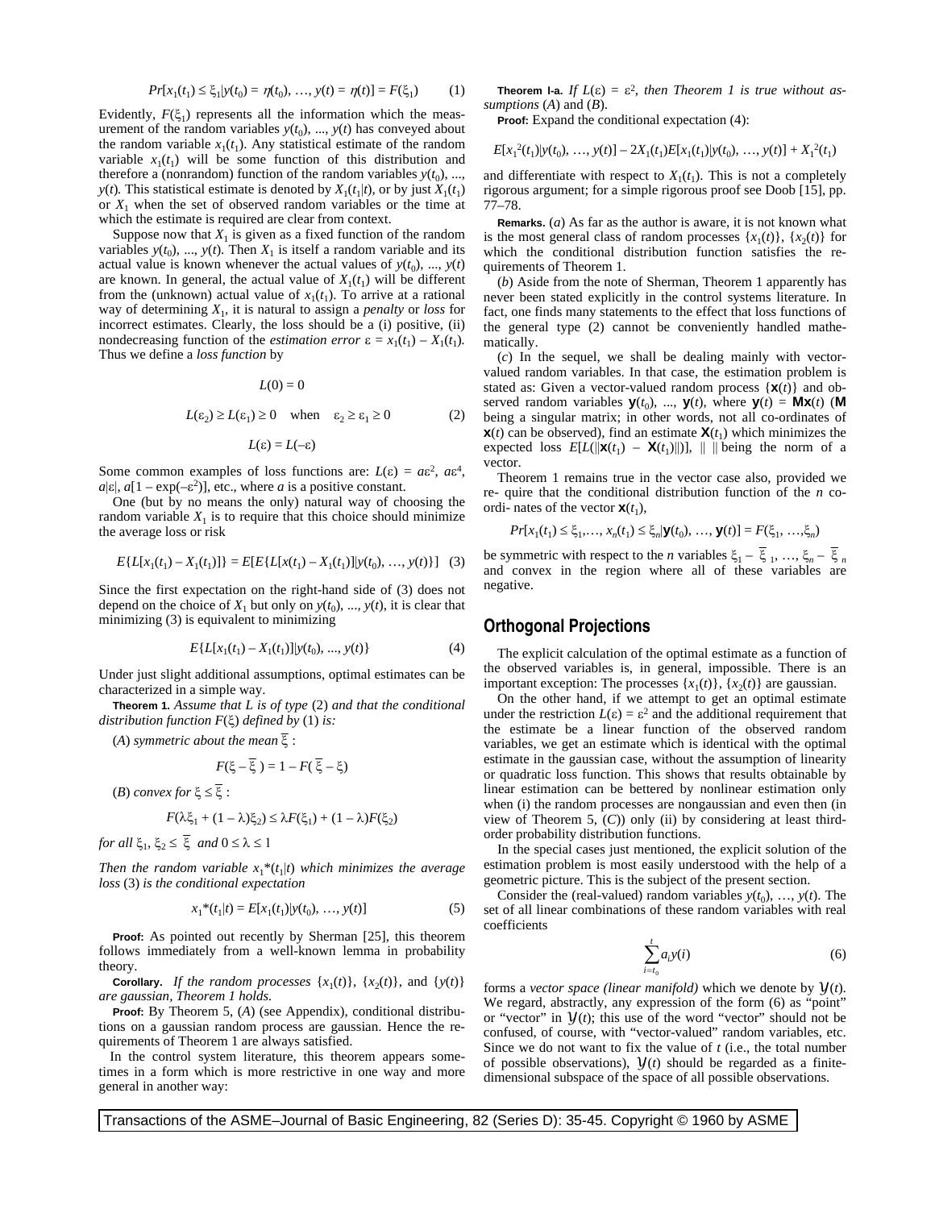$$Pr[x_1(t_1) \le \xi_1 | y(t_0) = \eta(t_0), \ldots, y(t) = \eta(t)] = F(\xi_1) \qquad (1)$$

Evidently, $F(\xi_1)$ represents all the information which the measurement of the random variables $y(t_0), \ldots, y(t)$ has conveyed about the random variable $x_1(t_1)$. Any statistical estimate of the random variable $x_1(t_1)$ will be some function of this distribution and therefore a (nonrandom) function of the random variables $y(t_0), \ldots, y(t)$. This statistical estimate is denoted by $X_1(t_1|t)$, or by just $X_1(t_1)$ or $X_1$ when the set of observed random variables or the time at which the estimate is required are clear from context.

Suppose now that $X_1$ is given as a fixed function of the random variables $y(t_0), \ldots, y(t)$. Then $X_1$ is itself a random variable and its actual value is known whenever the actual values of $y(t_0), \ldots, y(t)$ are known. In general, the actual value of $X_1(t_1)$ will be different from the (unknown) actual value of $x_1(t_1)$. To arrive at a rational way of determining $X_1$, it is natural to assign a *penalty* or *loss* for incorrect estimates. Clearly, the loss should be a (i) positive, (ii) nondecreasing function of the *estimation error* $\varepsilon = x_1(t_1) - X_1(t_1)$. Thus we define a *loss function* by

$$L(0) = 0$$

$$L(\varepsilon_2) \ge L(\varepsilon_1) \ge 0 \quad \text{when} \quad \varepsilon_2 \ge \varepsilon_1 \ge 0 \qquad (2)$$

$$L(\varepsilon) = L(-\varepsilon)$$

Some common examples of loss functions are: $L(\varepsilon) = a\varepsilon^2$, $a\varepsilon^4$, $a|\varepsilon|$, $a[1 - \exp(-\varepsilon^2)]$, etc., where $a$ is a positive constant.

One (but by no means the only) natural way of choosing the random variable $X_1$ is to require that this choice should minimize the average loss or risk

$$E\{L[x_1(t_1) - X_1(t_1)]\} = E[E\{L[x(t_1) - X_1(t_1)] | y(t_0), \ldots, y(t)\}] \quad (3)$$

Since the first expectation on the right-hand side of (3) does not depend on the choice of $X_1$ but only on $y(t_0), \ldots, y(t)$, it is clear that minimizing (3) is equivalent to minimizing

$$E\{L[x_1(t_1) - X_1(t_1)] | y(t_0), \ldots, y(t)\} \qquad (4)$$

Under just slight additional assumptions, optimal estimates can be characterized in a simple way.

**Theorem 1.** *Assume that L is of type* (2) *and that the conditional distribution function* $F(\xi)$ *defined by* (1) *is:*

(*A*) *symmetric about the mean* $\bar{\xi}$ :

$$F(\xi - \bar{\xi}) = 1 - F(\bar{\xi} - \xi)$$

(*B*) *convex for* $\xi \le \bar{\xi}$ :

$$F(\lambda\xi_1 + (1 - \lambda)\xi_2) \le \lambda F(\xi_1) + (1 - \lambda)F(\xi_2)$$

*for all* $\xi_1, \xi_2 \le \bar{\xi}$ *and* $0 \le \lambda \le 1$

*Then the random variable* $x_1^*(t_1|t)$ *which minimizes the average loss* (3) *is the conditional expectation*

$$x_1^*(t_1|t) = E[x_1(t_1) | y(t_0), \ldots, y(t)] \qquad (5)$$

**Proof:** As pointed out recently by Sherman [25], this theorem follows immediately from a well-known lemma in probability theory.

**Corollary.** *If the random processes* $\{x_1(t)\}$, $\{x_2(t)\}$, and $\{y(t)\}$ *are gaussian, Theorem 1 holds.*

**Proof:** By Theorem 5, (*A*) (see Appendix), conditional distributions on a gaussian random process are gaussian. Hence the requirements of Theorem 1 are always satisfied.

In the control system literature, this theorem appears sometimes in a form which is more restrictive in one way and more general in another way:

**Theorem I-a.** *If* $L(\varepsilon) = \varepsilon^2$, *then Theorem 1 is true without assumptions* (*A*) and (*B*).

**Proof:** Expand the conditional expectation (4):

$$E[x_1^2(t_1)|y(t_0), \ldots, y(t)] - 2X_1(t_1)E[x_1(t_1)|y(t_0), \ldots, y(t)] + X_1^2(t_1)$$

and differentiate with respect to $X_1(t_1)$. This is not a completely rigorous argument; for a simple rigorous proof see Doob [15], pp. 77–78.

**Remarks.** (*a*) As far as the author is aware, it is not known what is the most general class of random processes $\{x_1(t)\}$, $\{x_2(t)\}$ for which the conditional distribution function satisfies the requirements of Theorem 1.

(*b*) Aside from the note of Sherman, Theorem 1 apparently has never been stated explicitly in the control systems literature. In fact, one finds many statements to the effect that loss functions of the general type (2) cannot be conveniently handled mathematically.

(*c*) In the sequel, we shall be dealing mainly with vector-valued random variables. In that case, the estimation problem is stated as: Given a vector-valued random process $\{\mathbf{x}(t)\}$ and observed random variables $\mathbf{y}(t_0), \ldots, \mathbf{y}(t)$, where $\mathbf{y}(t) = \mathbf{M}\mathbf{x}(t)$ ($\mathbf{M}$ being a singular matrix; in other words, not all co-ordinates of $\mathbf{x}(t)$ can be observed), find an estimate $\mathbf{X}(t_1)$ which minimizes the expected loss $E[L(\|\mathbf{x}(t_1) - \mathbf{X}(t_1)\|)]$, $\| \ \|$ being the norm of a vector.

Theorem 1 remains true in the vector case also, provided we re- quire that the conditional distribution function of the $n$ co-ordi- nates of the vector $\mathbf{x}(t_1)$,

$$Pr[x_1(t_1) \le \xi_1, \ldots, x_n(t_1) \le \xi_n | \mathbf{y}(t_0), \ldots, \mathbf{y}(t)] = F(\xi_1, \ldots, \xi_n)$$

be symmetric with respect to the $n$ variables $\xi_1 - \bar{\xi}_1, \ldots, \xi_n - \bar{\xi}_n$ and convex in the region where all of these variables are negative.

## Orthogonal Projections

The explicit calculation of the optimal estimate as a function of the observed variables is, in general, impossible. There is an important exception: The processes $\{x_1(t)\}$, $\{x_2(t)\}$ are gaussian.

On the other hand, if we attempt to get an optimal estimate under the restriction $L(\varepsilon) = \varepsilon^2$ and the additional requirement that the estimate be a linear function of the observed random variables, we get an estimate which is identical with the optimal estimate in the gaussian case, without the assumption of linearity or quadratic loss function. This shows that results obtainable by linear estimation can be bettered by nonlinear estimation only when (i) the random processes are nongaussian and even then (in view of Theorem 5, (*C*)) only (ii) by considering at least third-order probability distribution functions.

In the special cases just mentioned, the explicit solution of the estimation problem is most easily understood with the help of a geometric picture. This is the subject of the present section.

Consider the (real-valued) random variables $y(t_0), \ldots, y(t)$. The set of all linear combinations of these random variables with real coefficients

$$\sum_{i=t_0}^{t} a_i y(i) \qquad (6)$$

forms a *vector space (linear manifold)* which we denote by $\mathcal{Y}(t)$. We regard, abstractly, any expression of the form (6) as "point" or "vector" in $\mathcal{Y}(t)$; this use of the word "vector" should not be confused, of course, with "vector-valued" random variables, etc. Since we do not want to fix the value of $t$ (i.e., the total number of possible observations), $\mathcal{Y}(t)$ should be regarded as a finite-dimensional subspace of the space of all possible observations.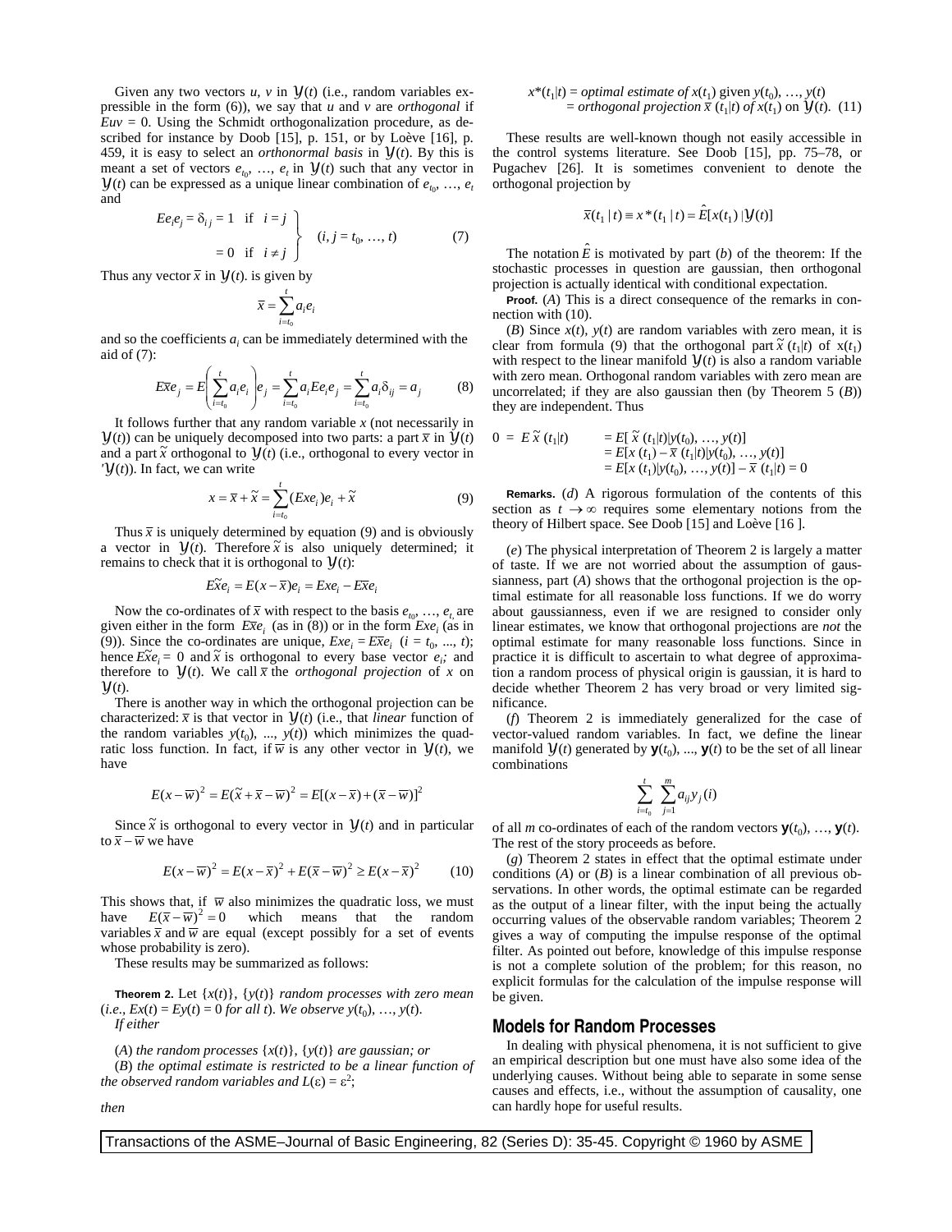Given any two vectors $u$, $v$ in $\mathcal{Y}(t)$ (i.e., random variables expressible in the form (6)), we say that $u$ and $v$ are *orthogonal* if $Euv = 0$. Using the Schmidt orthogonalization procedure, as described for instance by Doob [15], p. 151, or by Loève [16], p. 459, it is easy to select an *orthonormal basis* in $\mathcal{Y}(t)$. By this is meant a set of vectors $e_{t_0}, \ldots, e_t$ in $\mathcal{Y}(t)$ such that any vector in $\mathcal{Y}(t)$ can be expressed as a unique linear combination of $e_{t_0}, \ldots, e_t$ and

$$Ee_ie_j = \delta_{ij} = \left.\begin{array}{ll} 1 & \text{if} \quad i = j \\ 0 & \text{if} \quad i \neq j \end{array}\right\} \quad (i, j = t_0, \ldots, t) \tag{7}$$

Thus any vector $\bar{x}$ in $\mathcal{Y}(t)$. is given by

$$\bar{x} = \sum_{i=t_0}^{t} a_i e_i$$

and so the coefficients $a_i$ can be immediately determined with the aid of (7):

$$E\bar{x}e_j = E\left(\sum_{i=t_0}^{t} a_i e_i\right) e_j = \sum_{i=t_0}^{t} a_i E e_i e_j = \sum_{i=t_0}^{t} a_i \delta_{ij} = a_j \tag{8}$$

It follows further that any random variable $x$ (not necessarily in $\mathcal{Y}(t)$) can be uniquely decomposed into two parts: a part $\bar{x}$ in $\mathcal{Y}(t)$ and a part $\tilde{x}$ orthogonal to $\mathcal{Y}(t)$ (i.e., orthogonal to every vector in '$\mathcal{Y}(t)$). In fact, we can write

$$x = \bar{x} + \tilde{x} = \sum_{i=t_0}^{t} (Exe_i)e_i + \tilde{x} \tag{9}$$

Thus $\bar{x}$ is uniquely determined by equation (9) and is obviously a vector in $\mathcal{Y}(t)$. Therefore $\tilde{x}$ is also uniquely determined; it remains to check that it is orthogonal to $\mathcal{Y}(t)$:

$$E\tilde{x}e_i = E(x - \bar{x})e_i = Exe_i - E\bar{x}e_i$$

Now the co-ordinates of $\bar{x}$ with respect to the basis $e_{t_0}, \ldots, e_t$ are given either in the form $E\bar{x}e_i$ (as in (8)) or in the form $Exe_i$ (as in (9)). Since the co-ordinates are unique, $Exe_i = E\bar{x}e_i$ $(i = t_0, \ldots, t)$; hence $E\tilde{x}e_i = 0$ and $\tilde{x}$ is orthogonal to every base vector $e_i$; and therefore to $\mathcal{Y}(t)$. We call $\bar{x}$ the *orthogonal projection* of $x$ on $\mathcal{Y}(t)$.

There is another way in which the orthogonal projection can be characterized: $\bar{x}$ is that vector in $\mathcal{Y}(t)$ (i.e., that *linear* function of the random variables $y(t_0), \ldots, y(t)$) which minimizes the quadratic loss function. In fact, if $\bar{w}$ is any other vector in $\mathcal{Y}(t)$, we have

$$E(x - \bar{w})^2 = E(\tilde{x} + \bar{x} - \bar{w})^2 = E[(x - \bar{x}) + (\bar{x} - \bar{w})]^2$$

Since $\tilde{x}$ is orthogonal to every vector in $\mathcal{Y}(t)$ and in particular to $\bar{x} - \bar{w}$ we have

$$E(x - \bar{w})^2 = E(x - \bar{x})^2 + E(\bar{x} - \bar{w})^2 \geq E(x - \bar{x})^2 \tag{10}$$

This shows that, if $\bar{w}$ also minimizes the quadratic loss, we must have $E(\bar{x} - \bar{w})^2 = 0$ which means that the random variables $\bar{x}$ and $\bar{w}$ are equal (except possibly for a set of events whose probability is zero).

These results may be summarized as follows:

**Theorem 2.** Let $\{x(t)\}$, $\{y(t)\}$ *random processes with zero mean (i.e.,* $Ex(t) = Ey(t) = 0$ *for all* $t$). *We observe* $y(t_0), \ldots, y(t)$.

*If either*

(*A*) *the random processes* $\{x(t)\}$, $\{y(t)\}$ *are gaussian; or*

(*B*) *the optimal estimate is restricted to be a linear function of the observed random variables and* $L(\varepsilon) = \varepsilon^2$;

*then*

$$\begin{aligned} x^*(t_1|t) &= \textit{optimal estimate of } x(t_1) \textit{ given } y(t_0), \ldots, y(t) \\ &= \textit{orthogonal projection } \bar{x}(t_1|t) \textit{ of } x(t_1) \textit{ on } \mathcal{Y}(t). \end{aligned} \tag{11}$$

These results are well-known though not easily accessible in the control systems literature. See Doob [15], pp. 75–78, or Pugachev [26]. It is sometimes convenient to denote the orthogonal projection by

$$\bar{x}(t_1 \mid t) \equiv x^*(t_1 \mid t) = \hat{E}[x(t_1) \mid \mathcal{Y}(t)]$$

The notation $\hat{E}$ is motivated by part (*b*) of the theorem: If the stochastic processes in question are gaussian, then orthogonal projection is actually identical with conditional expectation.

**Proof.** (*A*) This is a direct consequence of the remarks in connection with (10).

(*B*) Since $x(t)$, $y(t)$ are random variables with zero mean, it is clear from formula (9) that the orthogonal part $\tilde{x}(t_1|t)$ of $x(t_1)$ with respect to the linear manifold $\mathcal{Y}(t)$ is also a random variable with zero mean. Orthogonal random variables with zero mean are uncorrelated; if they are also gaussian then (by Theorem 5 (*B*)) they are independent. Thus

$$\begin{aligned} 0 = E\tilde{x}(t_1|t) &= E[\tilde{x}(t_1|t)|y(t_0), \ldots, y(t)] \\ &= E[x(t_1) - \bar{x}(t_1|t)|y(t_0), \ldots, y(t)] \\ &= E[x(t_1)|y(t_0), \ldots, y(t)] - \bar{x}(t_1|t) = 0 \end{aligned}$$

**Remarks.** (*d*) A rigorous formulation of the contents of this section as $t \to \infty$ requires some elementary notions from the theory of Hilbert space. See Doob [15] and Loève [16 ].

(*e*) The physical interpretation of Theorem 2 is largely a matter of taste. If we are not worried about the assumption of gaussianness, part (*A*) shows that the orthogonal projection is the optimal estimate for all reasonable loss functions. If we do worry about gaussianness, even if we are resigned to consider only linear estimates, we know that orthogonal projections are *not* the optimal estimate for many reasonable loss functions. Since in practice it is difficult to ascertain to what degree of approximation a random process of physical origin is gaussian, it is hard to decide whether Theorem 2 has very broad or very limited significance.

(*f*) Theorem 2 is immediately generalized for the case of vector-valued random variables. In fact, we define the linear manifold $\mathcal{Y}(t)$ generated by $\mathbf{y}(t_0), \ldots, \mathbf{y}(t)$ to be the set of all linear combinations

$$\sum_{i=t_0}^{t} \sum_{j=1}^{m} a_{ij} y_j(i)$$

of all $m$ co-ordinates of each of the random vectors $\mathbf{y}(t_0), \ldots, \mathbf{y}(t)$. The rest of the story proceeds as before.

(*g*) Theorem 2 states in effect that the optimal estimate under conditions (*A*) or (*B*) is a linear combination of all previous observations. In other words, the optimal estimate can be regarded as the output of a linear filter, with the input being the actually occurring values of the observable random variables; Theorem 2 gives a way of computing the impulse response of the optimal filter. As pointed out before, knowledge of this impulse response is not a complete solution of the problem; for this reason, no explicit formulas for the calculation of the impulse response will be given.

## Models for Random Processes

In dealing with physical phenomena, it is not sufficient to give an empirical description but one must have also some idea of the underlying causes. Without being able to separate in some sense causes and effects, i.e., without the assumption of causality, one can hardly hope for useful results.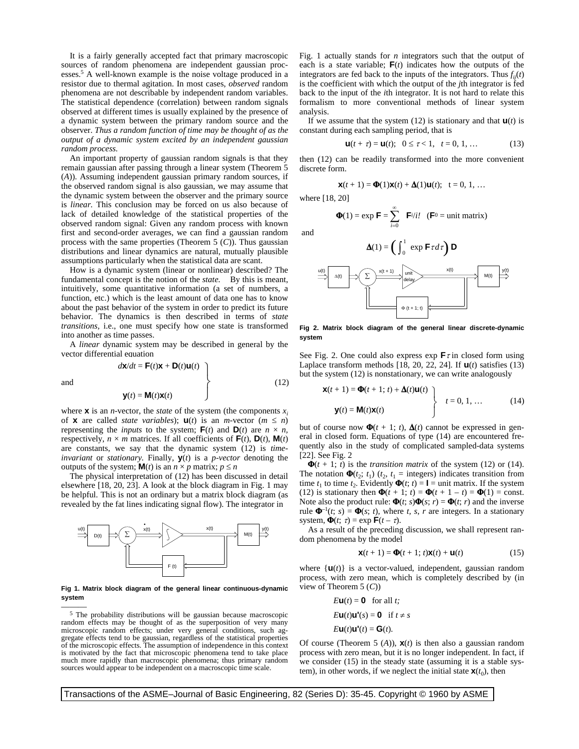It is a fairly generally accepted fact that primary macroscopic sources of random phenomena are independent gaussian processes.[5] A well-known example is the noise voltage produced in a resistor due to thermal agitation. In most cases, *observed* random phenomena are not describable by independent random variables. The statistical dependence (correlation) between random signals observed at different times is usually explained by the presence of a dynamic system between the primary random source and the observer. *Thus a random function of time may be thought of as the output of a dynamic system excited by an independent gaussian random process.*

An important property of gaussian random signals is that they remain gaussian after passing through a linear system (Theorem 5 (*A*)). Assuming independent gaussian primary random sources, if the observed random signal is also gaussian, we may assume that the dynamic system between the observer and the primary source is *linear.* This conclusion may be forced on us also because of lack of detailed knowledge of the statistical properties of the observed random signal: Given any random process with known first and second-order averages, we can find a gaussian random process with the same properties (Theorem 5 (*C*)). Thus gaussian distributions and linear dynamics are natural, mutually plausible assumptions particularly when the statistical data are scant.

How is a dynamic system (linear or nonlinear) described? The fundamental concept is the notion of the *state.* By this is meant, intuitively, some quantitative information (a set of numbers, a function, etc.) which is the least amount of data one has to know about the past behavior of the system in order to predict its future behavior. The dynamics is then described in terms of *state transitions,* i.e., one must specify how one state is transformed into another as time passes.

A *linear* dynamic system may be described in general by the vector differential equation

$$\left.\begin{aligned} d\mathbf{x}/dt &= \mathbf{F}(t)\mathbf{x} + \mathbf{D}(t)\mathbf{u}(t) \\ \text{and} \qquad \mathbf{y}(t) &= \mathbf{M}(t)\mathbf{x}(t) \end{aligned}\right\} \tag{12}$$

where $\mathbf{x}$ is an $n$-vector, the *state* of the system (the components $x_i$ of $\mathbf{x}$ are called *state variables*); $\mathbf{u}(t)$ is an $m$-vector ($m \leq n$) representing the *inputs* to the system; $\mathbf{F}(t)$ and $\mathbf{D}(t)$ are $n \times n$, respectively, $n \times m$ matrices. If all coefficients of $\mathbf{F}(t)$, $\mathbf{D}(t)$, $\mathbf{M}(t)$ are constants, we say that the dynamic system (12) is *time-invariant* or *stationary.* Finally, $\mathbf{y}(t)$ is a $p$-*vector* denoting the outputs of the system; $\mathbf{M}(t)$ is an $n \times p$ matrix; $p \leq n$

The physical interpretation of (12) has been discussed in detail elsewhere [18, 20, 23]. A look at the block diagram in Fig. 1 may be helpful. This is not an ordinary but a matrix block diagram (as revealed by the fat lines indicating signal flow). The integrator in Fig. 1 actually stands for $n$ integrators such that the output of each is a state variable; $\mathbf{F}(t)$ indicates how the outputs of the integrators are fed back to the inputs of the integrators. Thus $f_{ij}(t)$ is the coefficient with which the output of the $j$th integrator is fed back to the input of the $i$th integrator. It is not hard to relate this formalism to more conventional methods of linear system analysis.

u(t) D(t) Σ $\dot{x}(t)$ ∫ x(t) M(t) y(t) F(t)

**Fig 1. Matrix block diagram of the general linear continuous-dynamic system**

If we assume that the system (12) is stationary and that $\mathbf{u}(t)$ is constant during each sampling period, that is

$$\mathbf{u}(t + \tau) = \mathbf{u}(t); \quad 0 \leq \tau < 1, \quad t = 0, 1, \ldots \tag{13}$$

then (12) can be readily transformed into the more convenient discrete form.

$$\mathbf{x}(t + 1) = \mathbf{\Phi}(1)\mathbf{x}(t) + \mathbf{\Delta}(1)\mathbf{u}(t); \quad t = 0, 1, \ldots$$

where [18, 20]

$$\mathbf{\Phi}(1) = \exp \mathbf{F} = \sum_{i=0}^{\infty} \mathbf{F}^i/i! \quad (\mathbf{F}^0 = \text{unit matrix})$$

and

$$\mathbf{\Delta}(1) = \left( \int_0^1 \exp \mathbf{F}\tau\, d\tau \right) \mathbf{D}$$

u(t) Δ(t) Σ x(t + 1) unit delay x(t) M(t) y(t) Φ (t + 1; t)

**Fig 2. Matrix block diagram of the general linear discrete-dynamic system**

See Fig. 2. One could also express $\exp \mathbf{F}\tau$ in closed form using Laplace transform methods [18, 20, 22, 24]. If $\mathbf{u}(t)$ satisfies (13) but the system (12) is nonstationary, we can write analogously

$$\left.\begin{aligned} \mathbf{x}(t + 1) &= \mathbf{\Phi}(t + 1; t) + \mathbf{\Delta}(t)\mathbf{u}(t) \\ \mathbf{y}(t) &= \mathbf{M}(t)\mathbf{x}(t) \end{aligned}\right\} \quad t = 0, 1, \ldots \tag{14}$$

but of course now $\mathbf{\Phi}(t + 1; t)$, $\mathbf{\Delta}(t)$ cannot be expressed in general in closed form. Equations of type (14) are encountered frequently also in the study of complicated sampled-data systems [22]. See Fig. 2

$\mathbf{\Phi}(t + 1; t)$ is the *transition matrix* of the system (12) or (14). The notation $\mathbf{\Phi}(t_2; t_1)$ ($t_2$, $t_1$ = integers) indicates transition from time $t_1$ to time $t_2$. Evidently $\mathbf{\Phi}(t; t) = \mathbf{I}$ = unit matrix. If the system (12) is stationary then $\mathbf{\Phi}(t + 1; t) = \mathbf{\Phi}(t + 1 - t) = \mathbf{\Phi}(1)$ = const. Note also the product rule: $\mathbf{\Phi}(t; s)\mathbf{\Phi}(s; r) = \mathbf{\Phi}(t; r)$ and the inverse rule $\mathbf{\Phi}^{-1}(t; s) = \mathbf{\Phi}(s; t)$, where $t$, $s$, $r$ are integers. In a stationary system, $\mathbf{\Phi}(t; \tau) = \exp \mathbf{F}(t - \tau)$.

As a result of the preceding discussion, we shall represent random phenomena by the model

$$\mathbf{x}(t + 1) = \mathbf{\Phi}(t + 1; t)\mathbf{x}(t) + \mathbf{u}(t) \tag{15}$$

where $\{\mathbf{u}(t)\}$ is a vector-valued, independent, gaussian random process, with zero mean, which is completely described by (in view of Theorem 5 (*C*))

$$E\mathbf{u}(t) = \mathbf{0} \quad \text{for all } t;$$

$$E\mathbf{u}(t)\mathbf{u}'(s) = \mathbf{0} \quad \text{if } t \neq s$$

$$E\mathbf{u}(t)\mathbf{u}'(t) = \mathbf{G}(t).$$

Of course (Theorem 5 (*A*)), $\mathbf{x}(t)$ is then also a gaussian random process with zero mean, but it is no longer independent. In fact, if we consider (15) in the steady state (assuming it is a stable system), in other words, if we neglect the initial state $\mathbf{x}(t_0)$, then

---

[5] The probability distributions will be gaussian because macroscopic random effects may be thought of as the superposition of very many microscopic random effects; under very general conditions, such aggregate effects tend to be gaussian, regardless of the statistical properties of the microscopic effects. The assumption of independence in this context is motivated by the fact that microscopic phenomena tend to take place much more rapidly than macroscopic phenomena; thus primary random sources would appear to be independent on a macroscopic time scale.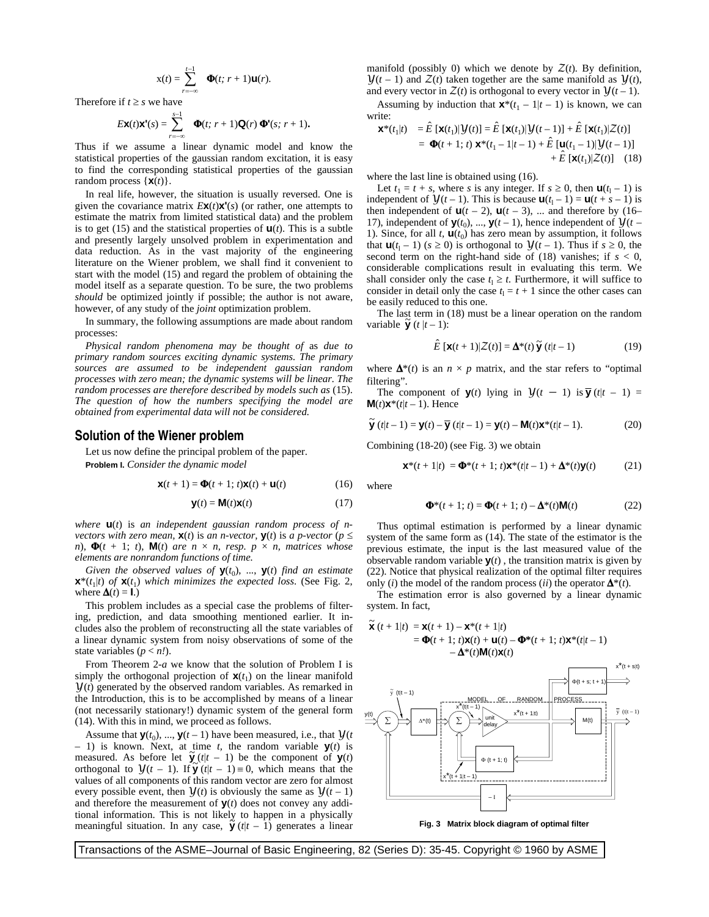$$x(t) = \sum_{r=-\infty}^{t-1} \mathbf{\Phi}(t; r+1)\mathbf{u}(r).$$

Therefore if $t \geq s$ we have

$$E\mathbf{x}(t)\mathbf{x}'(s) = \sum_{r=-\infty}^{s-1} \mathbf{\Phi}(t; r+1)\mathbf{Q}(r)\,\mathbf{\Phi}'(s; r+1).$$

Thus if we assume a linear dynamic model and know the statistical properties of the gaussian random excitation, it is easy to find the corresponding statistical properties of the gaussian random process $\{\mathbf{x}(t)\}$.

In real life, however, the situation is usually reversed. One is given the covariance matrix $E\mathbf{x}(t)\mathbf{x}'(s)$ (or rather, one attempts to estimate the matrix from limited statistical data) and the problem is to get (15) and the statistical properties of $\mathbf{u}(t)$. This is a subtle and presently largely unsolved problem in experimentation and data reduction. As in the vast majority of the engineering literature on the Wiener problem, we shall find it convenient to start with the model (15) and regard the problem of obtaining the model itself as a separate question. To be sure, the two problems *should* be optimized jointly if possible; the author is not aware, however, of any study of the *joint* optimization problem.

In summary, the following assumptions are made about random processes:

*Physical random phenomena may be thought of* as *due to primary random sources exciting dynamic systems. The primary sources are assumed to be independent gaussian random processes with zero mean; the dynamic systems will be linear. The random processes are therefore described by models such as* (15). *The question of how the numbers specifying the model are obtained from experimental data will not be considered.*

## Solution of the Wiener problem

Let us now define the principal problem of the paper.

**Problem I.** *Consider the dynamic model*

$$\mathbf{x}(t+1) = \mathbf{\Phi}(t+1; t)\mathbf{x}(t) + \mathbf{u}(t) \tag{16}$$

$$\mathbf{y}(t) = \mathbf{M}(t)\mathbf{x}(t) \tag{17}$$

*where* $\mathbf{u}(t)$ *is an independent gaussian random process of n-vectors with zero mean,* $\mathbf{x}(t)$ *is an n-vector,* $\mathbf{y}(t)$ *is a p-vector* ($p \leq n$), $\mathbf{\Phi}(t+1; t)$, $\mathbf{M}(t)$ *are* $n \times n$, *resp.* $p \times n$, *matrices whose elements are nonrandom functions of time.*

*Given the observed values of* $\mathbf{y}(t_0)$, ..., $\mathbf{y}(t)$ *find an estimate* $\mathbf{x}^*(t_1|t)$ *of* $\mathbf{x}(t_1)$ *which minimizes the expected loss*. (See Fig. 2, where $\mathbf{\Delta}(t) = \mathbf{I}$.)

This problem includes as a special case the problems of filtering, prediction, and data smoothing mentioned earlier. It includes also the problem of reconstructing all the state variables of a linear dynamic system from noisy observations of some of the state variables ($p < n!$).

From Theorem 2-*a* we know that the solution of Problem I is simply the orthogonal projection of $\mathbf{x}(t_1)$ on the linear manifold $\mathcal{Y}(t)$ generated by the observed random variables. As remarked in the Introduction, this is to be accomplished by means of a linear (not necessarily stationary!) dynamic system of the general form (14). With this in mind, we proceed as follows.

Assume that $\mathbf{y}(t_0)$, ..., $\mathbf{y}(t-1)$ have been measured, i.e., that $\mathcal{Y}(t-1)$ is known. Next, at time $t$, the random variable $\mathbf{y}(t)$ is measured. As before let $\tilde{\mathbf{y}}(t|t-1)$ be the component of $\mathbf{y}(t)$ orthogonal to $\mathcal{Y}(t-1)$. If $\tilde{\mathbf{y}}(t|t-1) \equiv 0$, which means that the values of all components of this random vector are zero for almost every possible event, then $\mathcal{Y}(t)$ is obviously the same as $\mathcal{Y}(t-1)$ and therefore the measurement of $\mathbf{y}(t)$ does not convey any additional information. This is not likely to happen in a physically meaningful situation. In any case, $\tilde{\mathbf{y}}(t|t-1)$ generates a linear manifold (possibly 0) which we denote by $\mathcal{Z}(t)$. By definition, $\mathcal{Y}(t-1)$ and $\mathcal{Z}(t)$ taken together are the same manifold as $\mathcal{Y}(t)$, and every vector in $\mathcal{Z}(t)$ is orthogonal to every vector in $\mathcal{Y}(t-1)$.

Assuming by induction that $\mathbf{x}^*(t_1 - 1|t-1)$ is known, we can write:

$$\begin{aligned}
\mathbf{x}^*(t_1|t) &= \hat{E}\,[\mathbf{x}(t_1)|\mathcal{Y}(t)] = \hat{E}\,[\mathbf{x}(t_1)|\mathcal{Y}(t-1)] + \hat{E}\,[\mathbf{x}(t_1)|\mathcal{Z}(t)] \\
&= \mathbf{\Phi}(t+1; t)\,\mathbf{x}^*(t_1-1|t-1) + \hat{E}\,[\mathbf{u}(t_1-1)|\mathcal{Y}(t-1)] \\
&\quad + \hat{E}\,[\mathbf{x}(t_1)|\mathcal{Z}(t)]
\end{aligned} \tag{18}$$

where the last line is obtained using (16).

Let $t_1 = t + s$, where $s$ is any integer. If $s \geq 0$, then $\mathbf{u}(t_1 - 1)$ is independent of $\mathcal{Y}(t-1)$. This is because $\mathbf{u}(t_1 - 1) = \mathbf{u}(t + s - 1)$ is then independent of $\mathbf{u}(t-2)$, $\mathbf{u}(t-3)$, ... and therefore by (16–17), independent of $\mathbf{y}(t_0)$, ..., $\mathbf{y}(t-1)$, hence independent of $\mathcal{Y}(t-1)$. Since, for all $t$, $\mathbf{u}(t_0)$ has zero mean by assumption, it follows that $\mathbf{u}(t_1 - 1)$ ($s \geq 0$) is orthogonal to $\mathcal{Y}(t-1)$. Thus if $s \geq 0$, the second term on the right-hand side of (18) vanishes; if $s < 0$, considerable complications result in evaluating this term. We shall consider only the case $t_1 \geq t$. Furthermore, it will suffice to consider in detail only the case $t_1 = t + 1$ since the other cases can be easily reduced to this one.

The last term in (18) must be a linear operation on the random variable $\tilde{\mathbf{y}}(t|t-1)$:

$$\hat{E}\,[\mathbf{x}(t+1)|\mathcal{Z}(t)] = \mathbf{\Delta}^*(t)\,\tilde{\mathbf{y}}(t|t-1) \tag{19}$$

where $\mathbf{\Delta}^*(t)$ is an $n \times p$ matrix, and the star refers to "optimal filtering".

The component of $\mathbf{y}(t)$ lying in $\mathcal{Y}(t-1)$ is $\bar{\mathbf{y}}(t|t-1) = \mathbf{M}(t)\mathbf{x}^*(t|t-1)$. Hence

$$\tilde{\mathbf{y}}(t|t-1) = \mathbf{y}(t) - \bar{\mathbf{y}}(t|t-1) = \mathbf{y}(t) - \mathbf{M}(t)\mathbf{x}^*(t|t-1). \tag{20}$$

Combining (18-20) (see Fig. 3) we obtain

$$\mathbf{x}^*(t+1|t) = \mathbf{\Phi}^*(t+1; t)\mathbf{x}^*(t|t-1) + \mathbf{\Delta}^*(t)\mathbf{y}(t) \tag{21}$$

where

$$\mathbf{\Phi}^*(t+1; t) = \mathbf{\Phi}(t+1; t) - \mathbf{\Delta}^*(t)\mathbf{M}(t) \tag{22}$$

Thus optimal estimation is performed by a linear dynamic system of the same form as (14). The state of the estimator is the previous estimate, the input is the last measured value of the observable random variable $\mathbf{y}(t)$, the transition matrix is given by (22). Notice that physical realization of the optimal filter requires only (*i*) the model of the random process (*ii*) the operator $\mathbf{\Delta}^*(t)$.

The estimation error is also governed by a linear dynamic system. In fact,

$$\begin{aligned}
\tilde{\mathbf{x}}(t+1|t) &= \mathbf{x}(t+1) - \mathbf{x}^*(t+1|t) \\
&= \mathbf{\Phi}(t+1; t)\mathbf{x}(t) + \mathbf{u}(t) - \mathbf{\Phi}^*(t+1; t)\mathbf{x}^*(t|t-1) \\
&\quad - \mathbf{\Delta}^*(t)\mathbf{M}(t)\mathbf{x}(t)
\end{aligned}$$

**Fig. 3 Matrix block diagram of optimal filter**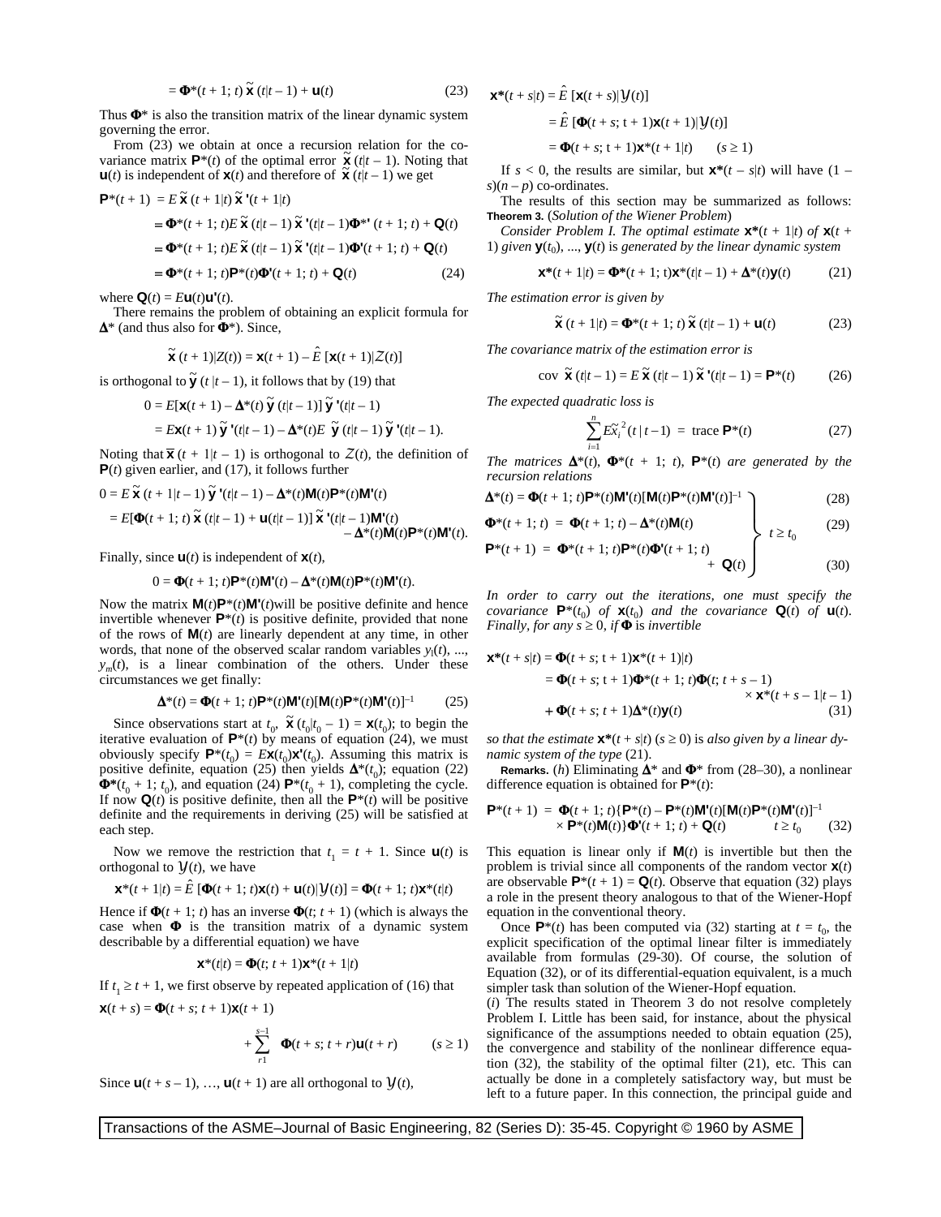$$= \mathbf{\Phi}^*(t+1;\, t)\, \tilde{\mathbf{x}}\,(t|t-1) + \mathbf{u}(t) \tag{23}$$

Thus $\mathbf{\Phi}^*$ is also the transition matrix of the linear dynamic system governing the error.

From (23) we obtain at once a recursion relation for the covariance matrix $\mathbf{P}^*(t)$ of the optimal error $\tilde{\mathbf{x}}\,(t|t-1)$. Noting that $\mathbf{u}(t)$ is independent of $\mathbf{x}(t)$ and therefore of $\tilde{\mathbf{x}}\,(t|t-1)$ we get

$$\begin{aligned}
\mathbf{P}^*(t+1) &= E\,\tilde{\mathbf{x}}\,(t+1|t)\,\tilde{\mathbf{x}}\,'(t+1|t) \\
&= \mathbf{\Phi}^*(t+1;\, t)E\,\tilde{\mathbf{x}}\,(t|t-1)\,\tilde{\mathbf{x}}\,'(t|t-1)\mathbf{\Phi}^{*\prime}\,(t+1;\, t) + \mathbf{Q}(t) \\
&= \mathbf{\Phi}^*(t+1;\, t)E\,\tilde{\mathbf{x}}\,(t|t-1)\,\tilde{\mathbf{x}}\,'(t|t-1)\mathbf{\Phi}'(t+1;\, t) + \mathbf{Q}(t) \\
&= \mathbf{\Phi}^*(t+1;\, t)\mathbf{P}^*(t)\mathbf{\Phi}'(t+1;\, t) + \mathbf{Q}(t)
\end{aligned} \tag{24}$$

where $\mathbf{Q}(t) = E\mathbf{u}(t)\mathbf{u}'(t)$.

There remains the problem of obtaining an explicit formula for $\mathbf{\Delta}^*$ (and thus also for $\mathbf{\Phi}^*$). Since,

$$\tilde{\mathbf{x}}\,(t+1|\mathcal{Z}(t)) = \mathbf{x}(t+1) - \hat{E}\,[\mathbf{x}(t+1)|\mathcal{Z}(t)]$$

is orthogonal to $\tilde{\mathbf{y}}\,(t\,|t-1)$, it follows that by (19) that

$$\begin{aligned}
0 &= E[\mathbf{x}(t+1) - \mathbf{\Delta}^*(t)\,\tilde{\mathbf{y}}\,(t|t-1)]\,\tilde{\mathbf{y}}\,'(t|t-1) \\
&= E\mathbf{x}(t+1)\,\tilde{\mathbf{y}}\,'(t|t-1) - \mathbf{\Delta}^*(t)E\,\tilde{\mathbf{y}}\,(t|t-1)\,\tilde{\mathbf{y}}\,'(t|t-1).
\end{aligned}$$

Noting that $\bar{\mathbf{x}}\,(t+1|t-1)$ is orthogonal to $\mathcal{Z}(t)$, the definition of $\mathbf{P}(t)$ given earlier, and (17), it follows further

$$\begin{aligned}
0 &= E\,\tilde{\mathbf{x}}\,(t+1|t-1)\,\tilde{\mathbf{y}}\,'(t|t-1) - \mathbf{\Delta}^*(t)\mathbf{M}(t)\mathbf{P}^*(t)\mathbf{M}'(t) \\
&= E[\mathbf{\Phi}(t+1;\, t)\,\tilde{\mathbf{x}}\,(t|t-1) + \mathbf{u}(t|t-1)]\,\tilde{\mathbf{x}}\,'(t|t-1)\mathbf{M}'(t) \\
&\qquad - \mathbf{\Delta}^*(t)\mathbf{M}(t)\mathbf{P}^*(t)\mathbf{M}'(t).
\end{aligned}$$

Finally, since $\mathbf{u}(t)$ is independent of $\mathbf{x}(t)$,

$$0 = \mathbf{\Phi}(t+1;\, t)\mathbf{P}^*(t)\mathbf{M}'(t) - \mathbf{\Delta}^*(t)\mathbf{M}(t)\mathbf{P}^*(t)\mathbf{M}'(t).$$

Now the matrix $\mathbf{M}(t)\mathbf{P}^*(t)\mathbf{M}'(t)$will be positive definite and hence invertible whenever $\mathbf{P}^*(t)$ is positive definite, provided that none of the rows of $\mathbf{M}(t)$ are linearly dependent at any time, in other words, that none of the observed scalar random variables $y_1(t)$, ..., $y_m(t)$, is a linear combination of the others. Under these circumstances we get finally:

$$\mathbf{\Delta}^*(t) = \mathbf{\Phi}(t+1;\, t)\mathbf{P}^*(t)\mathbf{M}'(t)[\mathbf{M}(t)\mathbf{P}^*(t)\mathbf{M}'(t)]^{-1} \tag{25}$$

Since observations start at $t_0$, $\tilde{\mathbf{x}}\,(t_0|t_0-1) = \mathbf{x}(t_0)$; to begin the iterative evaluation of $\mathbf{P}^*(t)$ by means of equation (24), we must obviously specify $\mathbf{P}^*(t_0) = E\mathbf{x}(t_0)\mathbf{x}'(t_0)$. Assuming this matrix is positive definite, equation (25) then yields $\mathbf{\Delta}^*(t_0)$; equation (22) $\mathbf{\Phi}^*(t_0+1;\, t_0)$, and equation (24) $\mathbf{P}^*(t_0+1)$, completing the cycle. If now $\mathbf{Q}(t)$ is positive definite, then all the $\mathbf{P}^*(t)$ will be positive definite and the requirements in deriving (25) will be satisfied at each step.

Now we remove the restriction that $t_1 = t+1$. Since $\mathbf{u}(t)$ is orthogonal to $\mathcal{Y}(t)$, we have

$$\mathbf{x}^*(t+1|t) = \hat{E}\,[\mathbf{\Phi}(t+1;\, t)\mathbf{x}(t) + \mathbf{u}(t)|\mathcal{Y}(t)] = \mathbf{\Phi}(t+1;\, t)\mathbf{x}^*(t|t)$$

Hence if $\mathbf{\Phi}(t+1;\, t)$ has an inverse $\mathbf{\Phi}(t;\, t+1)$ (which is always the case when $\mathbf{\Phi}$ is the transition matrix of a dynamic system describable by a differential equation) we have

$$\mathbf{x}^*(t|t) = \mathbf{\Phi}(t;\, t+1)\mathbf{x}^*(t+1|t)$$

If $t_1 \geq t+1$, we first observe by repeated application of (16) that

$$\mathbf{x}(t+s) = \mathbf{\Phi}(t+s;\, t+1)\mathbf{x}(t+1) + \sum_{r1}^{s-1} \mathbf{\Phi}(t+s;\, t+r)\mathbf{u}(t+r) \qquad (s \geq 1)$$

Since $\mathbf{u}(t+s-1)$, …, $\mathbf{u}(t+1)$ are all orthogonal to $\mathcal{Y}(t)$,

$$\begin{aligned}
\mathbf{x}^*(t+s|t) &= \hat{E}\,[\mathbf{x}(t+s)|\mathcal{Y}(t)] \\
&= \hat{E}\,[\mathbf{\Phi}(t+s;\, t+1)\mathbf{x}(t+1)|\mathcal{Y}(t)] \\
&= \mathbf{\Phi}(t+s;\, t+1)\mathbf{x}^*(t+1|t) \qquad (s \geq 1)
\end{aligned}$$

If $s < 0$, the results are similar, but $\mathbf{x}^*(t-s|t)$ will have $(1-s)(n-p)$ co-ordinates.

The results of this section may be summarized as follows:

**Theorem 3.** (*Solution of the Wiener Problem*)

*Consider Problem I. The optimal estimate* $\mathbf{x}^*(t+1|t)$ *of* $\mathbf{x}(t+1)$ *given* $\mathbf{y}(t_0)$, ..., $\mathbf{y}(t)$ *is generated by the linear dynamic system*

$$\mathbf{x}^*(t+1|t) = \mathbf{\Phi}^*(t+1;\, t)\mathbf{x}^*(t|t-1) + \mathbf{\Delta}^*(t)\mathbf{y}(t) \tag{21}$$

*The estimation error is given by*

$$\tilde{\mathbf{x}}\,(t+1|t) = \mathbf{\Phi}^*(t+1;\, t)\,\tilde{\mathbf{x}}\,(t|t-1) + \mathbf{u}(t) \tag{23}$$

*The covariance matrix of the estimation error is*

$$\operatorname{cov}\,\tilde{\mathbf{x}}\,(t|t-1) = E\,\tilde{\mathbf{x}}\,(t|t-1)\,\tilde{\mathbf{x}}\,'(t|t-1) = \mathbf{P}^*(t) \tag{26}$$

*The expected quadratic loss is*

$$\sum_{i=1}^{n} E\tilde{x}_i^{\,2}(t\,|\,t-1) \;=\; \operatorname{trace}\,\mathbf{P}^*(t) \tag{27}$$

*The matrices* $\mathbf{\Delta}^*(t)$, $\mathbf{\Phi}^*(t+1;\, t)$, $\mathbf{P}^*(t)$ *are generated by the recursion relations*

$$\left.\begin{aligned}
\mathbf{\Delta}^*(t) &= \mathbf{\Phi}(t+1;\, t)\mathbf{P}^*(t)\mathbf{M}'(t)[\mathbf{M}(t)\mathbf{P}^*(t)\mathbf{M}'(t)]^{-1} && (28) \\
\mathbf{\Phi}^*(t+1;\, t) &= \mathbf{\Phi}(t+1;\, t) - \mathbf{\Delta}^*(t)\mathbf{M}(t) && (29) \\
\mathbf{P}^*(t+1) &= \mathbf{\Phi}^*(t+1;\, t)\mathbf{P}^*(t)\mathbf{\Phi}'(t+1;\, t) + \mathbf{Q}(t) && (30)
\end{aligned}\right\}\; t \geq t_0$$

*In order to carry out the iterations, one must specify the covariance* $\mathbf{P}^*(t_0)$ *of* $\mathbf{x}(t_0)$ *and the covariance* $\mathbf{Q}(t)$ *of* $\mathbf{u}(t)$. *Finally, for any* $s \geq 0$, *if* $\mathbf{\Phi}$ *is invertible*

$$\begin{aligned}
\mathbf{x}^*(t+s|t) &= \mathbf{\Phi}(t+s;\, t+1)\mathbf{x}^*(t+1|t) \\
&= \mathbf{\Phi}(t+s;\, t+1)\mathbf{\Phi}^*(t+1;\, t)\mathbf{\Phi}(t;\, t+s-1) \times \mathbf{x}^*(t+s-1|t-1) \\
&\quad + \mathbf{\Phi}(t+s;\, t+1)\mathbf{\Delta}^*(t)\mathbf{y}(t)
\end{aligned} \tag{31}$$

*so that the estimate* $\mathbf{x}^*(t+s|t)$ $(s \geq 0)$ *is also given by a linear dynamic system of the type* (21).

**Remarks.** (*h*) Eliminating $\mathbf{\Delta}^*$ and $\mathbf{\Phi}^*$ from (28–30), a nonlinear difference equation is obtained for $\mathbf{P}^*(t)$:

$$\begin{aligned}
\mathbf{P}^*(t+1) \;=\; &\mathbf{\Phi}(t+1;\, t)\{\mathbf{P}^*(t) - \mathbf{P}^*(t)\mathbf{M}'(t)[\mathbf{M}(t)\mathbf{P}^*(t)\mathbf{M}'(t)]^{-1} \\
&\times \mathbf{P}^*(t)\mathbf{M}(t)\}\mathbf{\Phi}'(t+1;\, t) + \mathbf{Q}(t) \qquad t \geq t_0
\end{aligned} \tag{32}$$

This equation is linear only if $\mathbf{M}(t)$ is invertible but then the problem is trivial since all components of the random vector $\mathbf{x}(t)$ are observable $\mathbf{P}^*(t+1) = \mathbf{Q}(t)$. Observe that equation (32) plays a role in the present theory analogous to that of the Wiener-Hopf equation in the conventional theory.

Once $\mathbf{P}^*(t)$ has been computed via (32) starting at $t = t_0$, the explicit specification of the optimal linear filter is immediately available from formulas (29-30). Of course, the solution of Equation (32), or of its differential-equation equivalent, is a much simpler task than solution of the Wiener-Hopf equation.

(*i*) The results stated in Theorem 3 do not resolve completely Problem I. Little has been said, for instance, about the physical significance of the assumptions needed to obtain equation (25), the convergence and stability of the nonlinear difference equation (32), the stability of the optimal filter (21), etc. This can actually be done in a completely satisfactory way, but must be left to a future paper. In this connection, the principal guide and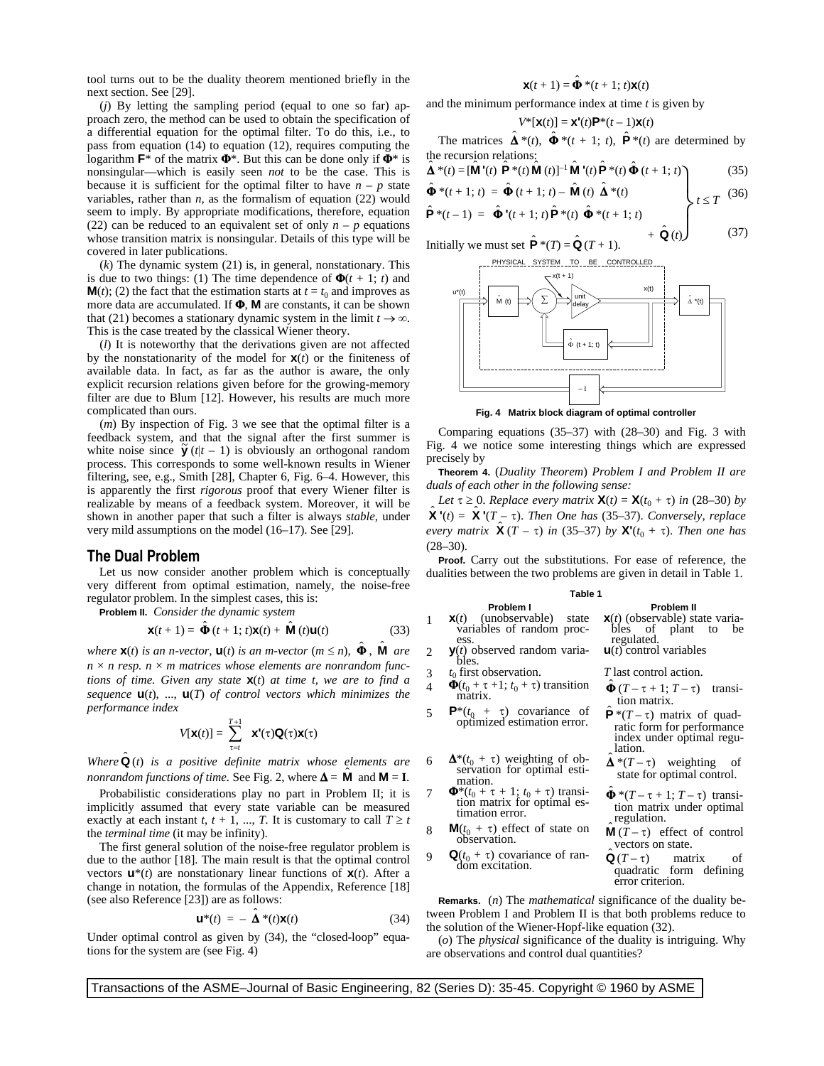tool turns out to be the duality theorem mentioned briefly in the next section. See [29].

(*j*) By letting the sampling period (equal to one so far) approach zero, the method can be used to obtain the specification of a differential equation for the optimal filter. To do this, i.e., to pass from equation (14) to equation (12), requires computing the logarithm $\mathbf{F}^*$ of the matrix $\mathbf{\Phi}^*$. But this can be done only if $\mathbf{\Phi}^*$ is nonsingular—which is easily seen *not* to be the case. This is because it is sufficient for the optimal filter to have $n - p$ state variables, rather than $n$, as the formalism of equation (22) would seem to imply. By appropriate modifications, therefore, equation (22) can be reduced to an equivalent set of only $n - p$ equations whose transition matrix is nonsingular. Details of this type will be covered in later publications.

(*k*) The dynamic system (21) is, in general, nonstationary. This is due to two things: (1) The time dependence of $\mathbf{\Phi}(t + 1; t)$ and $\mathbf{M}(t)$; (2) the fact that the estimation starts at $t = t_0$ and improves as more data are accumulated. If $\mathbf{\Phi}$, $\mathbf{M}$ are constants, it can be shown that (21) becomes a stationary dynamic system in the limit $t \to \infty$. This is the case treated by the classical Wiener theory.

(*l*) It is noteworthy that the derivations given are not affected by the nonstationarity of the model for $\mathbf{x}(t)$ or the finiteness of available data. In fact, as far as the author is aware, the only explicit recursion relations given before for the growing-memory filter are due to Blum [12]. However, his results are much more complicated than ours.

(*m*) By inspection of Fig. 3 we see that the optimal filter is a feedback system, and that the signal after the first summer is white noise since $\tilde{\mathbf{y}}(t|t-1)$ is obviously an orthogonal random process. This corresponds to some well-known results in Wiener filtering, see, e.g., Smith [28], Chapter 6, Fig. 6–4. However, this is apparently the first *rigorous* proof that every Wiener filter is realizable by means of a feedback system. Moreover, it will be shown in another paper that such a filter is always *stable*, under very mild assumptions on the model (16–17). See [29].

## The Dual Problem

Let us now consider another problem which is conceptually very different from optimal estimation, namely, the noise-free regulator problem. In the simplest cases, this is:

**Problem II.** *Consider the dynamic system*

$$\mathbf{x}(t + 1) = \hat{\mathbf{\Phi}}(t + 1; t)\mathbf{x}(t) + \hat{\mathbf{M}}(t)\mathbf{u}(t) \tag{33}$$

*where $\mathbf{x}(t)$ is an n-vector, $\mathbf{u}(t)$ is an m-vector ($m \le n$), $\hat{\mathbf{\Phi}}$, $\hat{\mathbf{M}}$ are $n \times n$ resp. $n \times m$ matrices whose elements are nonrandom functions of time. Given any state $\mathbf{x}(t)$ at time t, we are to find a sequence $\mathbf{u}(t)$, ..., $\mathbf{u}(T)$ of control vectors which minimizes the performance index*

$$V[\mathbf{x}(t)] = \sum_{\tau=t}^{T+1} \mathbf{x}'(\tau)\mathbf{Q}(\tau)\mathbf{x}(\tau)$$

*Where $\hat{\mathbf{Q}}(t)$ is a positive definite matrix whose elements are nonrandom functions of time.* See Fig. 2, where $\mathbf{\Delta} = \hat{\mathbf{M}}$ and $\mathbf{M} = \mathbf{I}$.

Probabilistic considerations play no part in Problem II; it is implicitly assumed that every state variable can be measured exactly at each instant $t$, $t + 1$, ..., $T$. It is customary to call $T \ge t$ the *terminal time* (it may be infinity).

The first general solution of the noise-free regulator problem is due to the author [18]. The main result is that the optimal control vectors $\mathbf{u}^*(t)$ are nonstationary linear functions of $\mathbf{x}(t)$. After a change in notation, the formulas of the Appendix, Reference [18] (see also Reference [23]) are as follows:

$$\mathbf{u}^*(t) = -\hat{\mathbf{\Delta}}^*(t)\mathbf{x}(t) \tag{34}$$

Under optimal control as given by (34), the "closed-loop" equations for the system are (see Fig. 4)

$$\mathbf{x}(t + 1) = \hat{\mathbf{\Phi}}^*(t + 1; t)\mathbf{x}(t)$$

and the minimum performance index at time $t$ is given by

$$V^*[\mathbf{x}(t)] = \mathbf{x}'(t)\mathbf{P}^*(t - 1)\mathbf{x}(t)$$

The matrices $\hat{\mathbf{\Delta}}^*(t)$, $\hat{\mathbf{\Phi}}^*(t + 1; t)$, $\hat{\mathbf{P}}^*(t)$ are determined by the recursion relations:

$$\left.\begin{aligned}
&\hat{\mathbf{\Delta}}^*(t) = [\hat{\mathbf{M}}'(t)\,\hat{\mathbf{P}}^*(t)\hat{\mathbf{M}}(t)]^{-1}\,\hat{\mathbf{M}}'(t)\hat{\mathbf{P}}^*(t)\,\hat{\mathbf{\Phi}}(t + 1; t) && (35)\\
&\hat{\mathbf{\Phi}}^*(t + 1; t) = \hat{\mathbf{\Phi}}(t + 1; t) - \hat{\mathbf{M}}(t)\,\hat{\mathbf{\Delta}}^*(t) && (36)\\
&\hat{\mathbf{P}}^*(t - 1) = \hat{\mathbf{\Phi}}'(t + 1; t)\,\hat{\mathbf{P}}^*(t)\,\hat{\mathbf{\Phi}}^*(t + 1; t) + \hat{\mathbf{Q}}(t) && (37)
\end{aligned}\right\} t \le T$$

Initially we must set $\hat{\mathbf{P}}^*(T) = \hat{\mathbf{Q}}(T + 1)$.

**Fig. 4 Matrix block diagram of optimal controller**

Comparing equations (35–37) with (28–30) and Fig. 3 with Fig. 4 we notice some interesting things which are expressed precisely by

**Theorem 4.** (*Duality Theorem*) *Problem I and Problem II are duals of each other in the following sense:*

*Let $\tau \ge 0$. Replace every matrix $\mathbf{X}(t) = \mathbf{X}(t_0 + \tau)$ in (28–30) by $\hat{\mathbf{X}}'(t) = \hat{\mathbf{X}}'(T - \tau)$. Then One has (35–37). Conversely, replace every matrix $\hat{\mathbf{X}}(T - \tau)$ in (35–37) by $\mathbf{X}'(t_0 + \tau)$. Then one has (28–30).*

**Proof.** Carry out the substitutions. For ease of reference, the dualities between the two problems are given in detail in Table 1.

**Table 1**

| | Problem I | Problem II |
|---|---|---|
| 1 | $\mathbf{x}(t)$ (unobservable) state variables of random process. | $\mathbf{x}(t)$ (observable) state variables of plant to be regulated. |
| 2 | $\mathbf{y}(t)$ observed random variables. | $\mathbf{u}(t)$ control variables |
| 3 | $t_0$ first observation. | $T$ last control action. |
| 4 | $\mathbf{\Phi}(t_0 + \tau + 1; t_0 + \tau)$ transition matrix. | $\hat{\mathbf{\Phi}}(T - \tau + 1; T - \tau)$ transition matrix. |
| 5 | $\mathbf{P}^*(t_0 + \tau)$ covariance of optimized estimation error. | $\hat{\mathbf{P}}^*(T - \tau)$ matrix of quadratic form for performance index under optimal regulation. |
| 6 | $\mathbf{\Delta}^*(t_0 + \tau)$ weighting of observation for optimal estimation. | $\hat{\mathbf{\Delta}}^*(T - \tau)$ weighting of state for optimal control. |
| 7 | $\mathbf{\Phi}^*(t_0 + \tau + 1; t_0 + \tau)$ transition matrix for optimal estimation error. | $\hat{\mathbf{\Phi}}^*(T - \tau + 1; T - \tau)$ transition matrix under optimal regulation. |
| 8 | $\mathbf{M}(t_0 + \tau)$ effect of state on observation. | $\hat{\mathbf{M}}(T - \tau)$ effect of control vectors on state. |
| 9 | $\mathbf{Q}(t_0 + \tau)$ covariance of random excitation. | $\hat{\mathbf{Q}}(T - \tau)$ matrix of quadratic form defining error criterion. |

**Remarks.** (*n*) The *mathematical* significance of the duality between Problem I and Problem II is that both problems reduce to the solution of the Wiener-Hopf-like equation (32).

(*o*) The *physical* significance of the duality is intriguing. Why are observations and control dual quantities?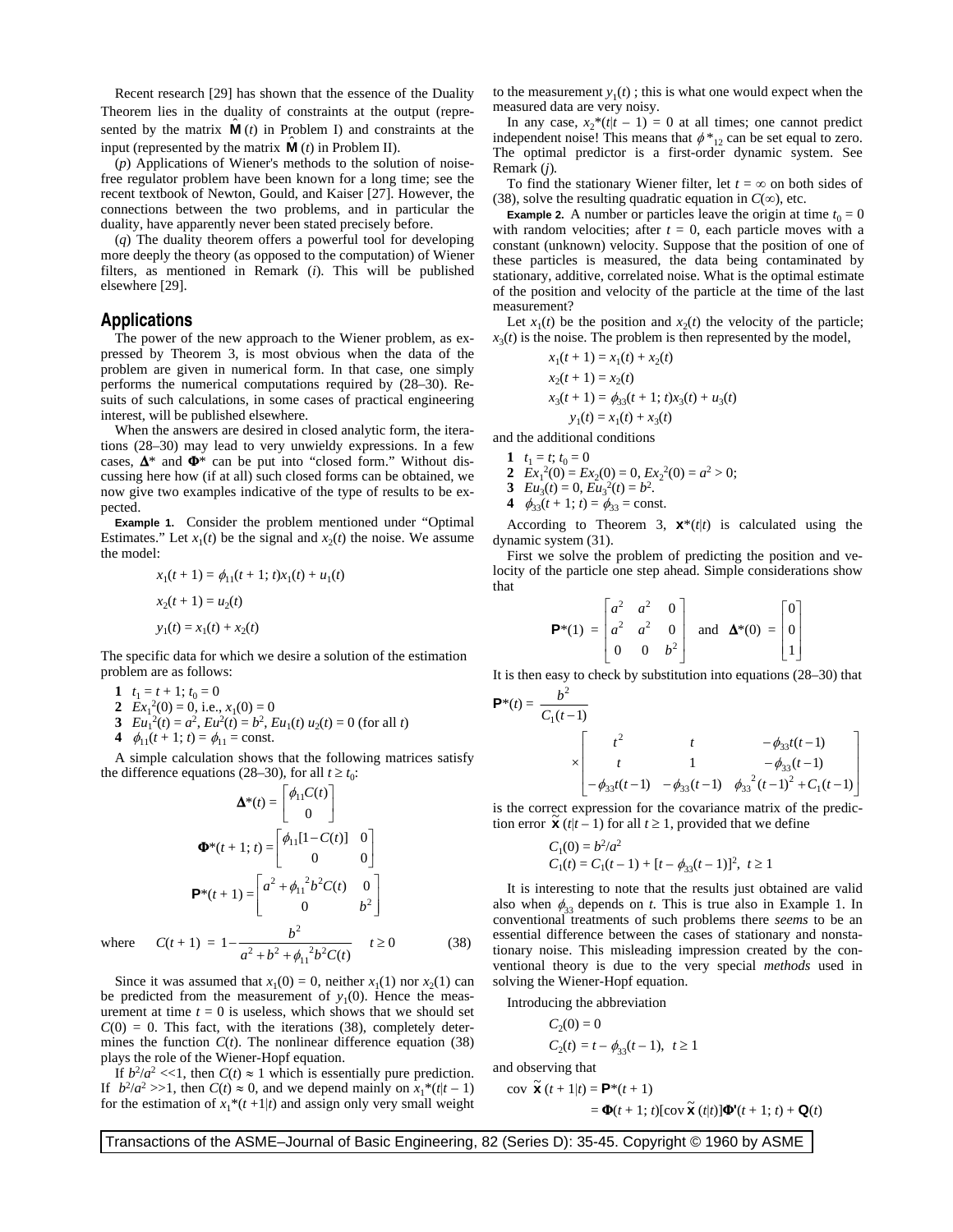Recent research [29] has shown that the essence of the Duality Theorem lies in the duality of constraints at the output (represented by the matrix $\hat{\mathbf{M}}(t)$ in Problem I) and constraints at the input (represented by the matrix $\hat{\mathbf{M}}(t)$ in Problem II).

(*p*) Applications of Wiener's methods to the solution of noise-free regulator problem have been known for a long time; see the recent textbook of Newton, Gould, and Kaiser [27]. However, the connections between the two problems, and in particular the duality, have apparently never been stated precisely before.

(*q*) The duality theorem offers a powerful tool for developing more deeply the theory (as opposed to the computation) of Wiener filters, as mentioned in Remark (*i*). This will be published elsewhere [29].

## Applications

The power of the new approach to the Wiener problem, as expressed by Theorem 3, is most obvious when the data of the problem are given in numerical form. In that case, one simply performs the numerical computations required by (28–30). Results of such calculations, in some cases of practical engineering interest, will be published elsewhere.

When the answers are desired in closed analytic form, the iterations (28–30) may lead to very unwieldy expressions. In a few cases, $\boldsymbol{\Delta}^*$ and $\boldsymbol{\Phi}^*$ can be put into "closed form." Without discussing here how (if at all) such closed forms can be obtained, we now give two examples indicative of the type of results to be expected.

**Example 1.** Consider the problem mentioned under "Optimal Estimates." Let $x_1(t)$ be the signal and $x_2(t)$ the noise. We assume the model:

$$x_1(t + 1) = \phi_{11}(t + 1; t)x_1(t) + u_1(t)$$

$$x_2(t + 1) = u_2(t)$$

$$y_1(t) = x_1(t) + x_2(t)$$

The specific data for which we desire a solution of the estimation problem are as follows:

1. $t_1 = t + 1;\ t_0 = 0$
2. $Ex_1^2(0) = 0$, i.e., $x_1(0) = 0$
3. $Eu_1^2(t) = a^2,\ Eu^2(t) = b^2,\ Eu_1(t)\,u_2(t) = 0$ (for all $t$)
4. $\phi_{11}(t + 1; t) = \phi_{11} = \text{const.}$

A simple calculation shows that the following matrices satisfy the difference equations (28–30), for all $t \geq t_0$:

$$\boldsymbol{\Delta}^*(t) = \begin{bmatrix} \phi_{11}C(t) \\ 0 \end{bmatrix}$$

$$\boldsymbol{\Phi}^*(t+1; t) = \begin{bmatrix} \phi_{11}[1 - C(t)] & 0 \\ 0 & 0 \end{bmatrix}$$

$$\mathbf{P}^*(t+1) = \begin{bmatrix} a^2 + \phi_{11}{}^2 b^2 C(t) & 0 \\ 0 & b^2 \end{bmatrix}$$

where $$C(t+1) = 1 - \frac{b^2}{a^2 + b^2 + \phi_{11}{}^2 b^2 C(t)} \qquad t \geq 0 \tag{38}$$

Since it was assumed that $x_1(0) = 0$, neither $x_1(1)$ nor $x_2(1)$ can be predicted from the measurement of $y_1(0)$. Hence the measurement at time $t = 0$ is useless, which shows that we should set $C(0) = 0$. This fact, with the iterations (38), completely determines the function $C(t)$. The nonlinear difference equation (38) plays the role of the Wiener-Hopf equation.

If $b^2/a^2 \ll 1$, then $C(t) \approx 1$ which is essentially pure prediction. If $b^2/a^2 \gg 1$, then $C(t) \approx 0$, and we depend mainly on $x_1^*(t|t-1)$ for the estimation of $x_1^*(t+1|t)$ and assign only very small weight to the measurement $y_1(t)$; this is what one would expect when the measured data are very noisy.

In any case, $x_2^*(t|t-1) = 0$ at all times; one cannot predict independent noise! This means that $\phi^*_{12}$ can be set equal to zero. The optimal predictor is a first-order dynamic system. See Remark (*j*).

To find the stationary Wiener filter, let $t = \infty$ on both sides of (38), solve the resulting quadratic equation in $C(\infty)$, etc.

**Example 2.** A number or particles leave the origin at time $t_0 = 0$ with random velocities; after $t = 0$, each particle moves with a constant (unknown) velocity. Suppose that the position of one of these particles is measured, the data being contaminated by stationary, additive, correlated noise. What is the optimal estimate of the position and velocity of the particle at the time of the last measurement?

Let $x_1(t)$ be the position and $x_2(t)$ the velocity of the particle; $x_3(t)$ is the noise. The problem is then represented by the model,

$$x_1(t + 1) = x_1(t) + x_2(t)$$

$$x_2(t + 1) = x_2(t)$$

$$x_3(t + 1) = \phi_{33}(t + 1; t)x_3(t) + u_3(t)$$

$$y_1(t) = x_1(t) + x_3(t)$$

and the additional conditions

1. $t_1 = t;\ t_0 = 0$
2. $Ex_1^2(0) = Ex_2(0) = 0,\ Ex_2^2(0) = a^2 > 0;$
3. $Eu_3(t) = 0,\ Eu_3^2(t) = b^2.$
4. $\phi_{33}(t + 1; t) = \phi_{33} = \text{const.}$

According to Theorem 3, $\mathbf{x}^*(t|t)$ is calculated using the dynamic system (31).

First we solve the problem of predicting the position and velocity of the particle one step ahead. Simple considerations show that

$$\mathbf{P}^*(1) = \begin{bmatrix} a^2 & a^2 & 0 \\ a^2 & a^2 & 0 \\ 0 & 0 & b^2 \end{bmatrix} \quad \text{and} \quad \boldsymbol{\Delta}^*(0) = \begin{bmatrix} 0 \\ 0 \\ 1 \end{bmatrix}$$

It is then easy to check by substitution into equations (28–30) that

$$\mathbf{P}^*(t) = \frac{b^2}{C_1(t-1)} \times \begin{bmatrix} t^2 & t & -\phi_{33}t(t-1) \\ t & 1 & -\phi_{33}(t-1) \\ -\phi_{33}t(t-1) & -\phi_{33}(t-1) & \phi_{33}{}^2(t-1)^2 + C_1(t-1) \end{bmatrix}$$

is the correct expression for the covariance matrix of the prediction error $\tilde{\mathbf{x}}(t|t-1)$ for all $t \geq 1$, provided that we define

$$C_1(0) = b^2/a^2$$
$$C_1(t) = C_1(t-1) + [t - \phi_{33}(t-1)]^2,\ \ t \geq 1$$

It is interesting to note that the results just obtained are valid also when $\phi_{33}$ depends on $t$. This is true also in Example 1. In conventional treatments of such problems there *seems* to be an essential difference between the cases of stationary and nonstationary noise. This misleading impression created by the conventional theory is due to the very special *methods* used in solving the Wiener-Hopf equation.

Introducing the abbreviation

$$C_2(0) = 0$$
$$C_2(t) = t - \phi_{33}(t-1),\ \ t \geq 1$$

and observing that

$$\text{cov}\ \tilde{\mathbf{x}}(t+1|t) = \mathbf{P}^*(t+1)$$
$$= \boldsymbol{\Phi}(t+1; t)[\text{cov}\ \tilde{\mathbf{x}}(t|t)]\boldsymbol{\Phi}'(t+1; t) + \mathbf{Q}(t)$$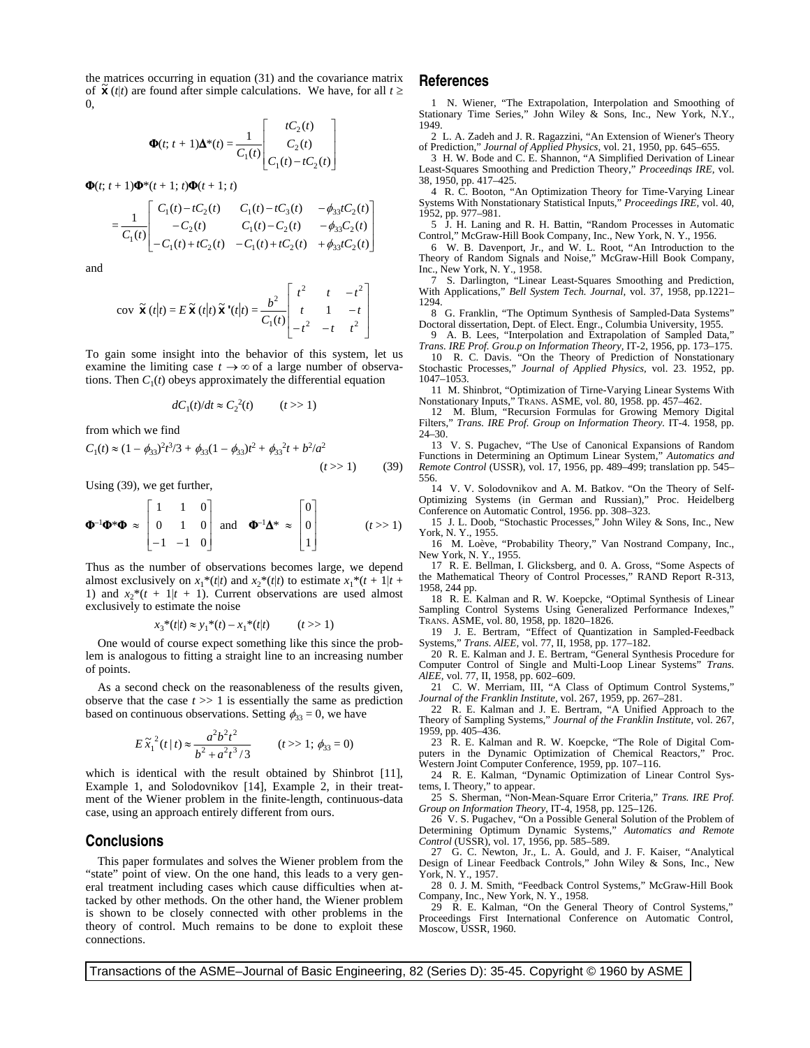the matrices occurring in equation (31) and the covariance matrix of $\tilde{\mathbf{x}}(t|t)$ are found after simple calculations. We have, for all $t \geq 0$,

$$\mathbf{\Phi}(t;\, t+1)\mathbf{\Delta}^*(t) = \frac{1}{C_1(t)}\begin{bmatrix} tC_2(t) \\ C_2(t) \\ C_1(t) - tC_2(t) \end{bmatrix}$$

$$\mathbf{\Phi}(t;\, t+1)\mathbf{\Phi}^*(t+1;\, t)\mathbf{\Phi}(t+1;\, t)$$

$$= \frac{1}{C_1(t)}\begin{bmatrix} C_1(t) - tC_2(t) & C_1(t) - tC_3(t) & -\phi_{33}tC_2(t) \\ -C_2(t) & C_1(t) - C_2(t) & -\phi_{33}C_2(t) \\ -C_1(t) + tC_2(t) & -C_1(t) + tC_2(t) & +\phi_{33}tC_2(t) \end{bmatrix}$$

and

$$\text{cov }\tilde{\mathbf{x}}(t|t) = E\,\tilde{\mathbf{x}}(t|t)\,\tilde{\mathbf{x}}'(t|t) = \frac{b^2}{C_1(t)}\begin{bmatrix} t^2 & t & -t^2 \\ t & 1 & -t \\ -t^2 & -t & t^2 \end{bmatrix}$$

To gain some insight into the behavior of this system, let us examine the limiting case $t \to \infty$ of a large number of observations. Then $C_1(t)$ obeys approximately the differential equation

$$dC_1(t)/dt \approx C_2^2(t) \qquad (t \gg 1)$$

from which we find

$$C_1(t) \approx (1 - \phi_{33})^2 t^3/3 + \phi_{33}(1 - \phi_{33})t^2 + \phi_{33}^2 t + b^2/a^2 \qquad (t \gg 1) \qquad (39)$$

Using (39), we get further,

$$\mathbf{\Phi}^{-1}\mathbf{\Phi}^*\mathbf{\Phi} \approx \begin{bmatrix} 1 & 1 & 0 \\ 0 & 1 & 0 \\ -1 & -1 & 0 \end{bmatrix} \text{ and } \mathbf{\Phi}^{-1}\mathbf{\Delta}^* \approx \begin{bmatrix} 0 \\ 0 \\ 1 \end{bmatrix} \qquad (t \gg 1)$$

Thus as the number of observations becomes large, we depend almost exclusively on $x_1^*(t|t)$ and $x_2^*(t|t)$ to estimate $x_1^*(t+1|t+1)$ and $x_2^*(t+1|t+1)$. Current observations are used almost exclusively to estimate the noise

$$x_3^*(t|t) \approx y_1^*(t) - x_1^*(t|t) \qquad (t \gg 1)$$

One would of course expect something like this since the problem is analogous to fitting a straight line to an increasing number of points.

As a second check on the reasonableness of the results given, observe that the case $t \gg 1$ is essentially the same as prediction based on continuous observations. Setting $\phi_{33} = 0$, we have

$$E\,\tilde{x}_1^2(t\,|\,t) \approx \frac{a^2b^2t^2}{b^2 + a^2t^3/3} \qquad (t \gg 1;\ \phi_{33} = 0)$$

which is identical with the result obtained by Shinbrot [11], Example 1, and Solodovnikov [14], Example 2, in their treatment of the Wiener problem in the finite-length, continuous-data case, using an approach entirely different from ours.

## Conclusions

This paper formulates and solves the Wiener problem from the "state" point of view. On the one hand, this leads to a very general treatment including cases which cause difficulties when attacked by other methods. On the other hand, the Wiener problem is shown to be closely connected with other problems in the theory of control. Much remains to be done to exploit these connections.

## References

1 N. Wiener, "The Extrapolation, Interpolation and Smoothing of Stationary Time Series," John Wiley & Sons, Inc., New York, N.Y., 1949.

2 L. A. Zadeh and J. R. Ragazzini, "An Extension of Wiener's Theory of Prediction," *Journal of Applied Physics*, vol. 21, 1950, pp. 645–655.

3 H. W. Bode and C. E. Shannon, "A Simplified Derivation of Linear Least-Squares Smoothing and Prediction Theory," *Proceedinqs IRE*, vol. 38, 1950, pp. 417–425.

4 R. C. Booton, "An Optimization Theory for Time-Varying Linear Systems With Nonstationary Statistical Inputs," *Proceedings IRE*, vol. 40, 1952, pp. 977–981.

5 J. H. Laning and R. H. Battin, "Random Processes in Automatic Control," McGraw-Hill Book Company, Inc., New York, N. Y., 1956.

6 W. B. Davenport, Jr., and W. L. Root, "An Introduction to the Theory of Random Signals and Noise," McGraw-Hill Book Company, Inc., New York, N. Y., 1958.

7 S. Darlington, "Linear Least-Squares Smoothing and Prediction, With Applications," *Bell System Tech. Journal*, vol. 37, 1958, pp.1221–1294.

8 G. Franklin, "The Optimum Synthesis of Sampled-Data Systems" Doctoral dissertation, Dept. of Elect. Engr., Columbia University, 1955.

9 A. B. Lees, "Interpolation and Extrapolation of Sampled Data," *Trans. IRE Prof. Grou.p on Information Theory*, IT-2, 1956, pp. 173–175.

10 R. C. Davis. "On the Theory of Prediction of Nonstationary Stochastic Processes," *Journal of Applied Physics*, vol. 23. 1952, pp. 1047–1053.

11 M. Shinbrot, "Optimization of Tirne-Varying Linear Systems With Nonstationary Inputs," TRANS. ASME, vol. 80, 1958. pp. 457–462.

12 M. Blum, "Recursion Formulas for Growing Memory Digital Filters," *Trans. IRE Prof. Group on Information Theory*. IT-4. 1958, pp. 24–30.

13 V. S. Pugachev, "The Use of Canonical Expansions of Random Functions in Determining an Optimum Linear System," *Automatics and Remote Control* (USSR), vol. 17, 1956, pp. 489–499; translation pp. 545–556.

14 V. V. Solodovnikov and A. M. Batkov. "On the Theory of Self-Optimizing Systems (in German and Russian)," Proc. Heidelberg Conference on Automatic Control, 1956. pp. 308–323.

15 J. L. Doob, "Stochastic Processes," John Wiley & Sons, Inc., New York, N. Y., 1955.

16 M. Loève, "Probability Theory," Van Nostrand Company, Inc., New York, N. Y., 1955.

17 R. E. Bellman, I. Glicksberg, and 0. A. Gross, "Some Aspects of the Mathematical Theory of Control Processes," RAND Report R-313, 1958, 244 pp.

18 R. E. Kalman and R. W. Koepcke, "Optimal Synthesis of Linear Sampling Control Systems Using Generalized Performance Indexes," TRANS. ASME, vol. 80, 1958, pp. 1820–1826.

19 J. E. Bertram, "Effect of Quantization in Sampled-Feedback Systems," *Trans. AlEE*, vol. 77, II, 1958, pp. 177–182.

20 R. E. Kalman and J. E. Bertram, "General Synthesis Procedure for Computer Control of Single and Multi-Loop Linear Systems" *Trans. AlEE*, vol. 77, II, 1958, pp. 602–609.

21 C. W. Merriam, III, "A Class of Optimum Control Systems," *Journal of the Franklin Institute*, vol. 267, 1959, pp. 267–281.

22 R. E. Kalman and J. E. Bertram, "A Unified Approach to the Theory of Sampling Systems," *Journal of the Franklin Institute*, vol. 267, 1959, pp. 405–436.

23 R. E. Kalman and R. W. Koepcke, "The Role of Digital Computers in the Dynamic Optimization of Chemical Reactors," Proc. Western Joint Computer Conference, 1959, pp. 107–116.

24 R. E. Kalman, "Dynamic Optimization of Linear Control Systems, I. Theory," to appear.

25 S. Sherman, "Non-Mean-Square Error Criteria," *Trans. IRE Prof. Group on Information Theory*, IT-4, 1958, pp. 125–126.

26 V. S. Pugachev, "On a Possible General Solution of the Problem of Determining Optimum Dynamic Systems," *Automatics and Remote Control* (USSR), vol. 17, 1956, pp. 585–589.

27 G. C. Newton, Jr., L. A. Gould, and J. F. Kaiser, "Analytical Design of Linear Feedback Controls," John Wiley & Sons, Inc., New York, N. Y., 1957.

28 0. J. M. Smith, "Feedback Control Systems," McGraw-Hill Book Company, Inc., New York, N. Y., 1958.

29 R. E. Kalman, "On the General Theory of Control Systems," Proceedings First International Conference on Automatic Control, Moscow, USSR, 1960.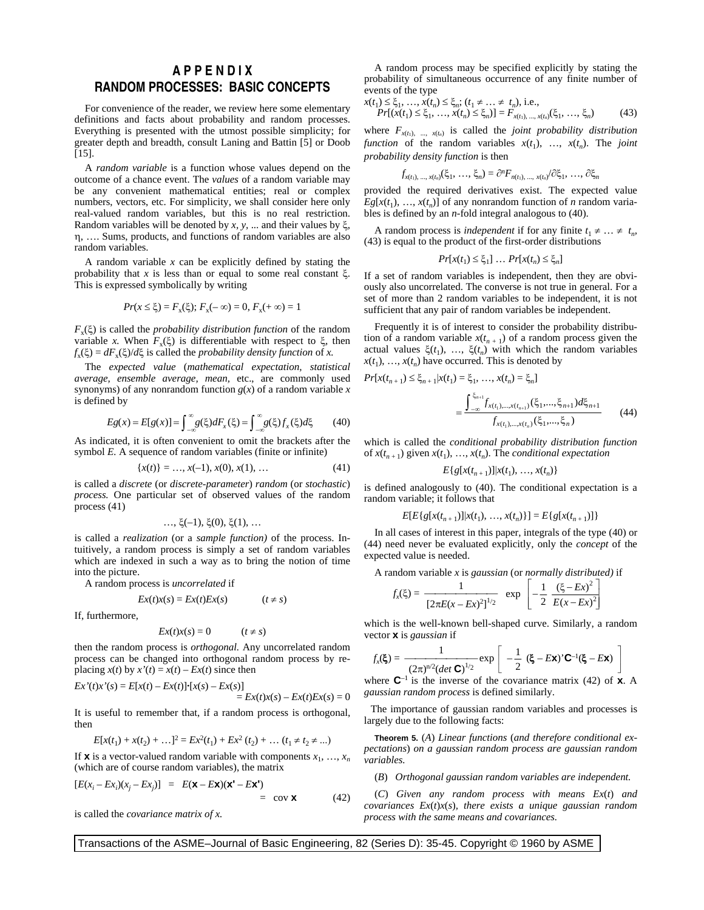# APPENDIX
## RANDOM PROCESSES: BASIC CONCEPTS

For convenience of the reader, we review here some elementary definitions and facts about probability and random processes. Everything is presented with the utmost possible simplicity; for greater depth and breadth, consult Laning and Battin [5] or Doob [15].

A *random variable* is a function whose values depend on the outcome of a chance event. The *values* of a random variable may be any convenient mathematical entities; real or complex numbers, vectors, etc. For simplicity, we shall consider here only real-valued random variables, but this is no real restriction. Random variables will be denoted by $x$, $y$, ... and their values by $\xi$, $\eta$, …. Sums, products, and functions of random variables are also random variables.

A random variable $x$ can be explicitly defined by stating the probability that $x$ is less than or equal to some real constant $\xi$. This is expressed symbolically by writing

$$Pr(x \le \xi) = F_x(\xi);\ F_x(-\infty) = 0,\ F_x(+\infty) = 1$$

$F_x(\xi)$ is called the *probability distribution function* of the random variable $x$. When $F_x(\xi)$ is differentiable with respect to $\xi$, then $f_x(\xi) = dF_x(\xi)/d\xi$ is called the *probability density function* of $x$.

The *expected value* (*mathematical expectation, statistical average, ensemble average, mean*, etc., are commonly used synonyms) of any nonrandom function $g(x)$ of a random variable $x$ is defined by

$$Eg(x) = E[g(x)] = \int_{-\infty}^{\infty} g(\xi)\,dF_x(\xi) = \int_{-\infty}^{\infty} g(\xi)\,f_x(\xi)\,d\xi \qquad (40)$$

As indicated, it is often convenient to omit the brackets after the symbol $E$. A sequence of random variables (finite or infinite)

$$\{x(t)\} = \ldots, x(-1), x(0), x(1), \ldots \qquad (41)$$

is called a *discrete* (or *discrete-parameter*) *random* (or *stochastic*) *process*. One particular set of observed values of the random process (41)

$$\ldots, \xi(-1), \xi(0), \xi(1), \ldots$$

is called a *realization* (or a *sample function)* of the process. Intuitively, a random process is simply a set of random variables which are indexed in such a way as to bring the notion of time into the picture.

A random process is *uncorrelated* if

$$Ex(t)x(s) = Ex(t)Ex(s) \qquad (t \ne s)$$

If, furthermore,

$$Ex(t)x(s) = 0 \qquad (t \ne s)$$

then the random process is *orthogonal.* Any uncorrelated random process can be changed into orthogonal random process by replacing $x(t)$ by $x'(t) = x(t) - Ex(t)$ since then

$$Ex'(t)x'(s) = E[x(t) - Ex(t)]\cdot[x(s) - Ex(s)] = Ex(t)x(s) - Ex(t)Ex(s) = 0$$

It is useful to remember that, if a random process is orthogonal, then

$$E[x(t_1) + x(t_2) + \ldots]^2 = Ex^2(t_1) + Ex^2(t_2) + \ldots\ (t_1 \ne t_2 \ne \ldots)$$

If $\mathbf{x}$ is a vector-valued random variable with components $x_1, \ldots, x_n$ (which are of course random variables), the matrix

$$[E(x_i - Ex_i)(x_j - Ex_j)] = E(\mathbf{x} - E\mathbf{x})(\mathbf{x}' - E\mathbf{x}') = \operatorname{cov} \mathbf{x} \qquad (42)$$

is called the *covariance matrix of x.*

A random process may be specified explicitly by stating the probability of simultaneous occurrence of any finite number of events of the type

$x(t_1) \le \xi_1, \ldots, x(t_n) \le \xi_n;\ (t_1 \ne \ldots \ne t_n)$, i.e.,

$$Pr[(x(t_1) \le \xi_1, \ldots, x(t_n) \le \xi_n)] = F_{x(t_1), \ldots, x(t_n)}(\xi_1, \ldots, \xi_n) \qquad (43)$$

where $F_{x(t_1), \ldots, x(t_n)}$ is called the *joint probability distribution function* of the random variables $x(t_1), \ldots, x(t_n)$. The *joint probability density function* is then

$$f_{x(t_1), \ldots, x(t_n)}(\xi_1, \ldots, \xi_n) = \partial^n F_{n(t_1), \ldots, x(t_n)}/\partial\xi_1, \ldots, \partial\xi_n$$

provided the required derivatives exist. The expected value $Eg[x(t_1), \ldots, x(t_n)]$ of any nonrandom function of $n$ random variables is defined by an $n$-fold integral analogous to (40).

A random process is *independent* if for any finite $t_1 \ne \ldots \ne t_n$, (43) is equal to the product of the first-order distributions

$$Pr[x(t_1) \le \xi_1] \ldots Pr[x(t_n) \le \xi_n]$$

If a set of random variables is independent, then they are obviously also uncorrelated. The converse is not true in general. For a set of more than 2 random variables to be independent, it is not sufficient that any pair of random variables be independent.

Frequently it is of interest to consider the probability distribution of a random variable $x(t_{n+1})$ of a random process given the actual values $\xi(t_1), \ldots, \xi(t_n)$ with which the random variables $x(t_1), \ldots, x(t_n)$ have occurred. This is denoted by

$$Pr[x(t_{n+1}) \le \xi_{n+1} | x(t_1) = \xi_1, \ldots, x(t_n) = \xi_n] = \frac{\int_{-\infty}^{\xi_{n+1}} f_{x(t_1),\ldots,x(t_{n+1})}(\xi_1,\ldots,\xi_{n+1})\,d\xi_{n+1}}{f_{x(t_1),\ldots,x(t_n)}(\xi_1,\ldots,\xi_n)} \qquad (44)$$

which is called the *conditional probability distribution function* of $x(t_{n+1})$ given $x(t_1), \ldots, x(t_n)$. The *conditional expectation*

$$E\{g[x(t_{n+1})] | x(t_1), \ldots, x(t_n)\}$$

is defined analogously to (40). The conditional expectation is a random variable; it follows that

$$E[E\{g[x(t_{n+1})] | x(t_1), \ldots, x(t_n)\}] = E\{g[x(t_{n+1})]\}$$

In all cases of interest in this paper, integrals of the type (40) or (44) need never be evaluated explicitly, only the *concept* of the expected value is needed.

A random variable $x$ is *gaussian* (or *normally distributed)* if

$$f_x(\xi) = \frac{1}{[2\pi E(x - Ex)^2]^{1/2}} \exp\left[-\frac{1}{2}\frac{(\xi - Ex)^2}{E(x - Ex)^2}\right]$$

which is the well-known bell-shaped curve. Similarly, a random vector $\mathbf{x}$ is *gaussian* if

$$f_x(\boldsymbol{\xi}) = \frac{1}{(2\pi)^{n/2}(\det \mathbf{C})^{1/2}} \exp\left[-\frac{1}{2}(\boldsymbol{\xi} - E\mathbf{x})'\mathbf{C}^{-1}(\boldsymbol{\xi} - E\mathbf{x})\right]$$

where $\mathbf{C}^{-1}$ is the inverse of the covariance matrix (42) of $\mathbf{x}$. A *gaussian random process* is defined similarly.

The importance of gaussian random variables and processes is largely due to the following facts:

**Theorem 5.** (*A*) *Linear functions* (*and therefore conditional expectations*) *on a gaussian random process are gaussian random variables.*

(*B*) *Orthogonal gaussian random variables are independent.*

(*C*) *Given any random process with means $Ex(t)$ and covariances $Ex(t)x(s)$, there exists a unique gaussian random process with the same means and covariances.*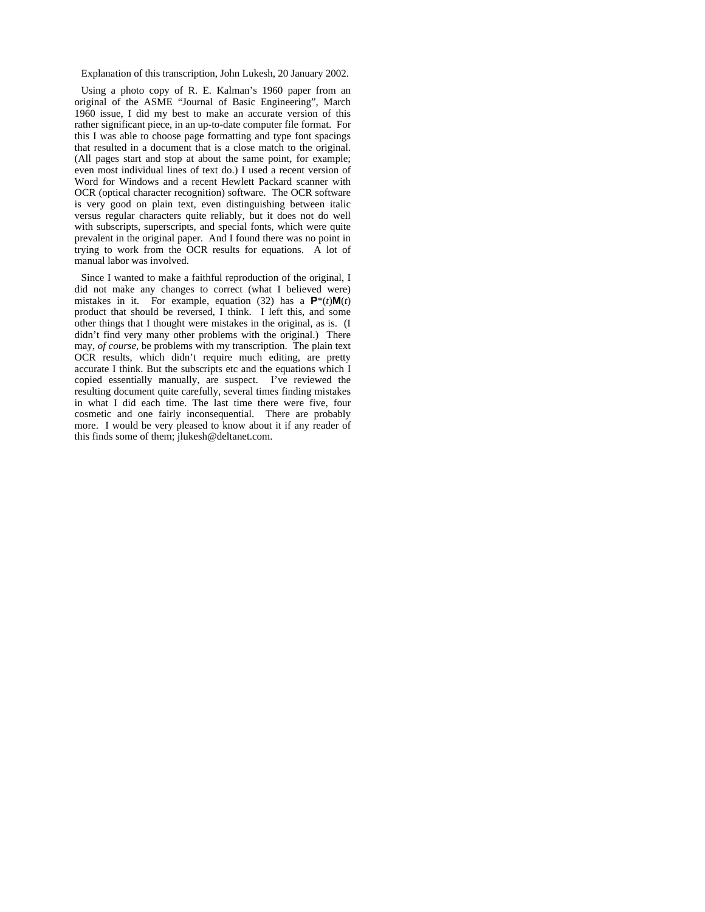Explanation of this transcription, John Lukesh, 20 January 2002.

Using a photo copy of R. E. Kalman's 1960 paper from an original of the ASME "Journal of Basic Engineering", March 1960 issue, I did my best to make an accurate version of this rather significant piece, in an up-to-date computer file format. For this I was able to choose page formatting and type font spacings that resulted in a document that is a close match to the original. (All pages start and stop at about the same point, for example; even most individual lines of text do.) I used a recent version of Word for Windows and a recent Hewlett Packard scanner with OCR (optical character recognition) software. The OCR software is very good on plain text, even distinguishing between italic versus regular characters quite reliably, but it does not do well with subscripts, superscripts, and special fonts, which were quite prevalent in the original paper. And I found there was no point in trying to work from the OCR results for equations. A lot of manual labor was involved.

Since I wanted to make a faithful reproduction of the original, I did not make any changes to correct (what I believed were) mistakes in it. For example, equation (32) has a $\mathbf{P}^*(t)\mathbf{M}(t)$ product that should be reversed, I think. I left this, and some other things that I thought were mistakes in the original, as is. (I didn't find very many other problems with the original.) There may, *of course*, be problems with my transcription. The plain text OCR results, which didn't require much editing, are pretty accurate I think. But the subscripts etc and the equations which I copied essentially manually, are suspect. I've reviewed the resulting document quite carefully, several times finding mistakes in what I did each time. The last time there were five, four cosmetic and one fairly inconsequential. There are probably more. I would be very pleased to know about it if any reader of this finds some of them; jlukesh@deltanet.com.